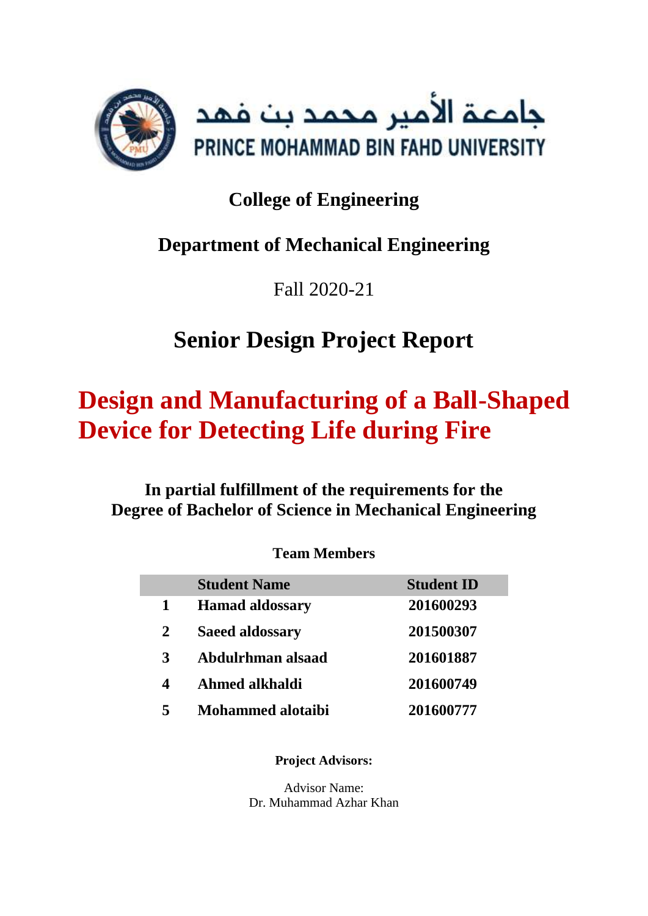جامعة الأمير محمد بن فهد

PRINCE MOHAMMAD BIN FAHD UNIVERSITY

## College of Engineering

## Department of Mechanical Engineering

Fall 2020-21

# Senior Design Project Report

# Design and Manufacturing of a Ball-Shaped Device for Detecting Life during Fire

**In partial fulfillment of the requirements for the Degree of Bachelor of Science in Mechanical Engineering**

**Team Members**

| | Student Name | Student ID |
|---|---|---|
| 1 | Hamad aldossary | 201600293 |
| 2 | Saeed aldossary | 201500307 |
| 3 | Abdulrhman alsaad | 201601887 |
| 4 | Ahmed alkhaldi | 201600749 |
| 5 | Mohammed alotaibi | 201600777 |

**Project Advisors:**

Advisor Name:
Dr. Muhammad Azhar Khan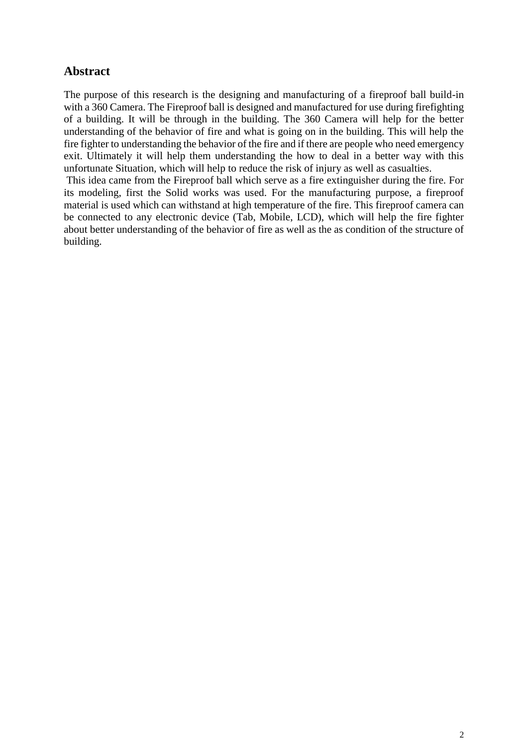## Abstract

The purpose of this research is the designing and manufacturing of a fireproof ball build-in with a 360 Camera. The Fireproof ball is designed and manufactured for use during firefighting of a building. It will be through in the building. The 360 Camera will help for the better understanding of the behavior of fire and what is going on in the building. This will help the fire fighter to understanding the behavior of the fire and if there are people who need emergency exit. Ultimately it will help them understanding the how to deal in a better way with this unfortunate Situation, which will help to reduce the risk of injury as well as casualties.

This idea came from the Fireproof ball which serve as a fire extinguisher during the fire. For its modeling, first the Solid works was used. For the manufacturing purpose, a fireproof material is used which can withstand at high temperature of the fire. This fireproof camera can be connected to any electronic device (Tab, Mobile, LCD), which will help the fire fighter about better understanding of the behavior of fire as well as the as condition of the structure of building.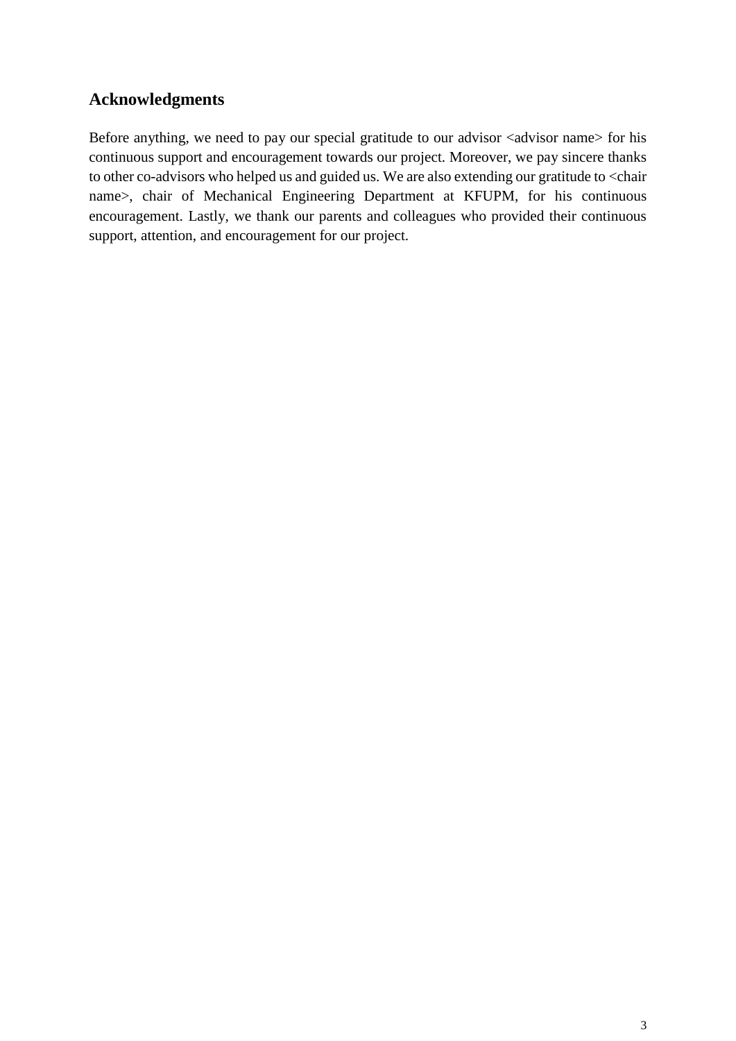## Acknowledgments

Before anything, we need to pay our special gratitude to our advisor <advisor name> for his continuous support and encouragement towards our project. Moreover, we pay sincere thanks to other co-advisors who helped us and guided us. We are also extending our gratitude to <chair name>, chair of Mechanical Engineering Department at KFUPM, for his continuous encouragement. Lastly, we thank our parents and colleagues who provided their continuous support, attention, and encouragement for our project.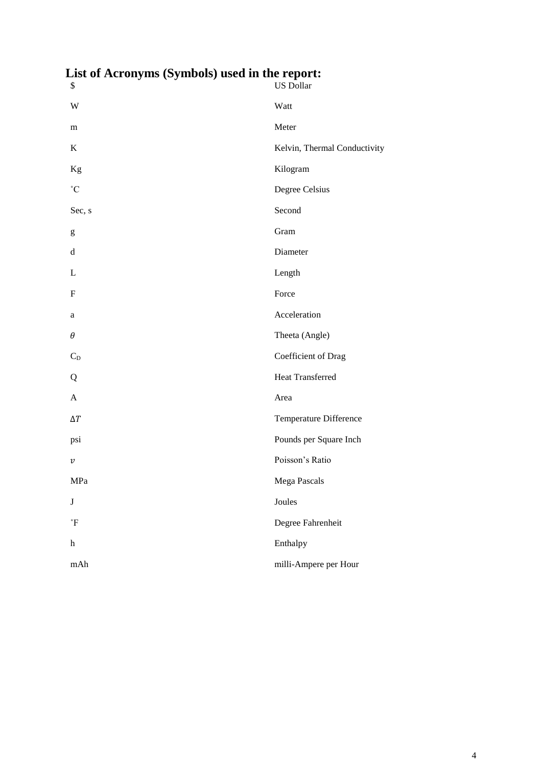# List of Acronyms (Symbols) used in the report:

| | |
|---|---|
| $ | US Dollar |
| W | Watt |
| m | Meter |
| K | Kelvin, Thermal Conductivity |
| Kg | Kilogram |
| ˚C | Degree Celsius |
| Sec, s | Second |
| g | Gram |
| d | Diameter |
| L | Length |
| F | Force |
| a | Acceleration |
| $\theta$ | Theeta (Angle) |
| $C_D$ | Coefficient of Drag |
| Q | Heat Transferred |
| A | Area |
| $\Delta T$ | Temperature Difference |
| psi | Pounds per Square Inch |
| $v$ | Poisson's Ratio |
| MPa | Mega Pascals |
| J | Joules |
| ˚F | Degree Fahrenheit |
| h | Enthalpy |
| mAh | milli-Ampere per Hour |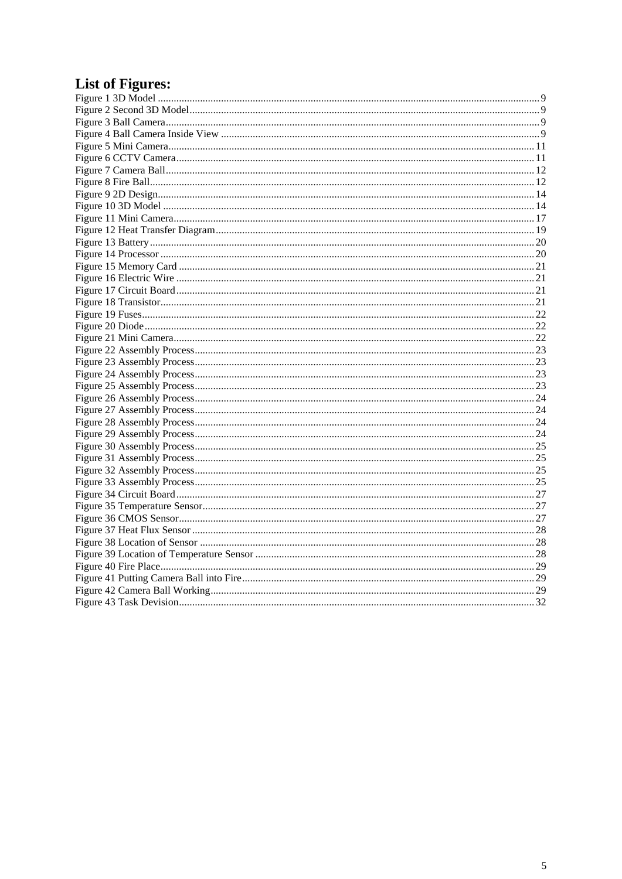# List of Figures:

Figure 1 3D Model ........ 9
Figure 2 Second 3D Model ........ 9
Figure 3 Ball Camera ........ 9
Figure 4 Ball Camera Inside View ........ 9
Figure 5 Mini Camera ........ 11
Figure 6 CCTV Camera ........ 11
Figure 7 Camera Ball ........ 12
Figure 8 Fire Ball ........ 12
Figure 9 2D Design ........ 14
Figure 10 3D Model ........ 14
Figure 11 Mini Camera ........ 17
Figure 12 Heat Transfer Diagram ........ 19
Figure 13 Battery ........ 20
Figure 14 Processor ........ 20
Figure 15 Memory Card ........ 21
Figure 16 Electric Wire ........ 21
Figure 17 Circuit Board ........ 21
Figure 18 Transistor ........ 21
Figure 19 Fuses ........ 22
Figure 20 Diode ........ 22
Figure 21 Mini Camera ........ 22
Figure 22 Assembly Process ........ 23
Figure 23 Assembly Process ........ 23
Figure 24 Assembly Process ........ 23
Figure 25 Assembly Process ........ 23
Figure 26 Assembly Process ........ 24
Figure 27 Assembly Process ........ 24
Figure 28 Assembly Process ........ 24
Figure 29 Assembly Process ........ 24
Figure 30 Assembly Process ........ 25
Figure 31 Assembly Process ........ 25
Figure 32 Assembly Process ........ 25
Figure 33 Assembly Process ........ 25
Figure 34 Circuit Board ........ 27
Figure 35 Temperature Sensor ........ 27
Figure 36 CMOS Sensor ........ 27
Figure 37 Heat Flux Sensor ........ 28
Figure 38 Location of Sensor ........ 28
Figure 39 Location of Temperature Sensor ........ 28
Figure 40 Fire Place ........ 29
Figure 41 Putting Camera Ball into Fire ........ 29
Figure 42 Camera Ball Working ........ 29
Figure 43 Task Devision ........ 32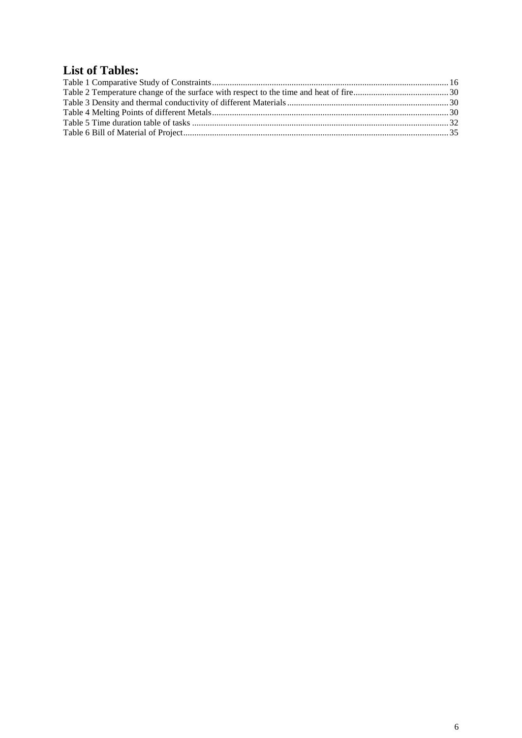# List of Tables:

Table 1 Comparative Study of Constraints ........................................................................................................ 16
Table 2 Temperature change of the surface with respect to the time and heat of fire ........................................... 30
Table 3 Density and thermal conductivity of different Materials ........................................................................ 30
Table 4 Melting Points of different Metals .......................................................................................................... 30
Table 5 Time duration table of tasks ................................................................................................................... 32
Table 6 Bill of Material of Project ....................................................................................................................... 35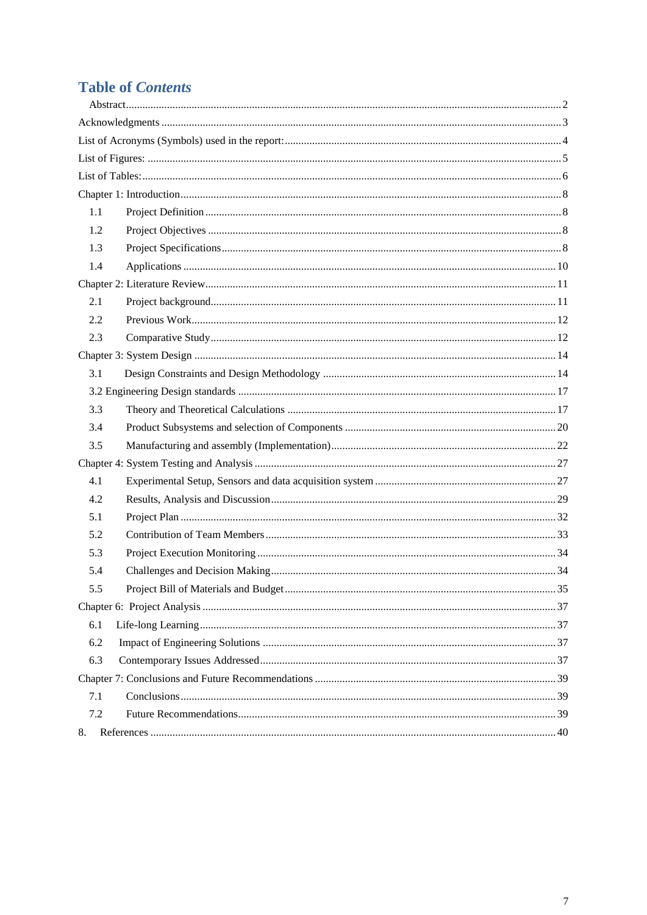# Table of *Contents*

Abstract.....2

Acknowledgments.....3

List of Acronyms (Symbols) used in the report:.....4

List of Figures:.....5

List of Tables:.....6

Chapter 1: Introduction.....8

- 1.1 Project Definition.....8
- 1.2 Project Objectives.....8
- 1.3 Project Specifications.....8
- 1.4 Applications.....10

Chapter 2: Literature Review.....11

- 2.1 Project background.....11
- 2.2 Previous Work.....12
- 2.3 Comparative Study.....12

Chapter 3: System Design.....14

- 3.1 Design Constraints and Design Methodology.....14
- 3.2 Engineering Design standards.....17
- 3.3 Theory and Theoretical Calculations.....17
- 3.4 Product Subsystems and selection of Components.....20
- 3.5 Manufacturing and assembly (Implementation).....22

Chapter 4: System Testing and Analysis.....27

- 4.1 Experimental Setup, Sensors and data acquisition system.....27
- 4.2 Results, Analysis and Discussion.....29
- 5.1 Project Plan.....32
- 5.2 Contribution of Team Members.....33
- 5.3 Project Execution Monitoring.....34
- 5.4 Challenges and Decision Making.....34
- 5.5 Project Bill of Materials and Budget.....35

Chapter 6: Project Analysis.....37

- 6.1 Life-long Learning.....37
- 6.2 Impact of Engineering Solutions.....37
- 6.3 Contemporary Issues Addressed.....37

Chapter 7: Conclusions and Future Recommendations.....39

- 7.1 Conclusions.....39
- 7.2 Future Recommendations.....39

8. References.....40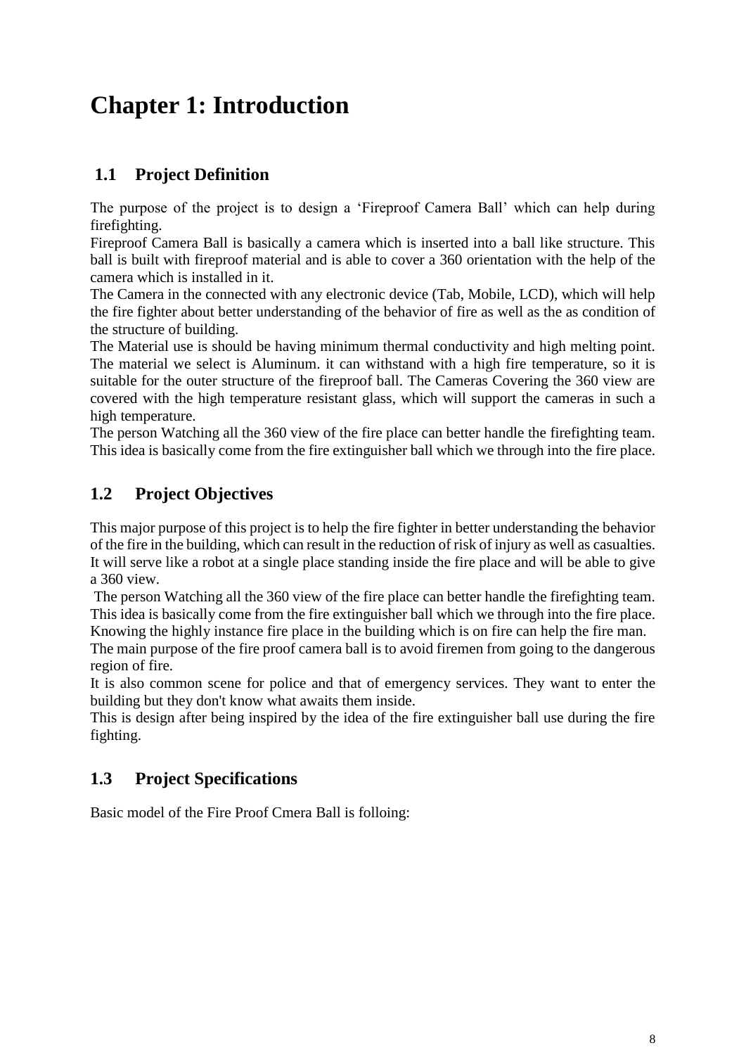# Chapter 1: Introduction

## 1.1 Project Definition

The purpose of the project is to design a 'Fireproof Camera Ball' which can help during firefighting.

Fireproof Camera Ball is basically a camera which is inserted into a ball like structure. This ball is built with fireproof material and is able to cover a 360 orientation with the help of the camera which is installed in it.

The Camera in the connected with any electronic device (Tab, Mobile, LCD), which will help the fire fighter about better understanding of the behavior of fire as well as the as condition of the structure of building.

The Material use is should be having minimum thermal conductivity and high melting point. The material we select is Aluminum. it can withstand with a high fire temperature, so it is suitable for the outer structure of the fireproof ball. The Cameras Covering the 360 view are covered with the high temperature resistant glass, which will support the cameras in such a high temperature.

The person Watching all the 360 view of the fire place can better handle the firefighting team. This idea is basically come from the fire extinguisher ball which we through into the fire place.

## 1.2 Project Objectives

This major purpose of this project is to help the fire fighter in better understanding the behavior of the fire in the building, which can result in the reduction of risk of injury as well as casualties. It will serve like a robot at a single place standing inside the fire place and will be able to give a 360 view.

The person Watching all the 360 view of the fire place can better handle the firefighting team. This idea is basically come from the fire extinguisher ball which we through into the fire place. Knowing the highly instance fire place in the building which is on fire can help the fire man.

The main purpose of the fire proof camera ball is to avoid firemen from going to the dangerous region of fire.

It is also common scene for police and that of emergency services. They want to enter the building but they don't know what awaits them inside.

This is design after being inspired by the idea of the fire extinguisher ball use during the fire fighting.

## 1.3 Project Specifications

Basic model of the Fire Proof Cmera Ball is folloing: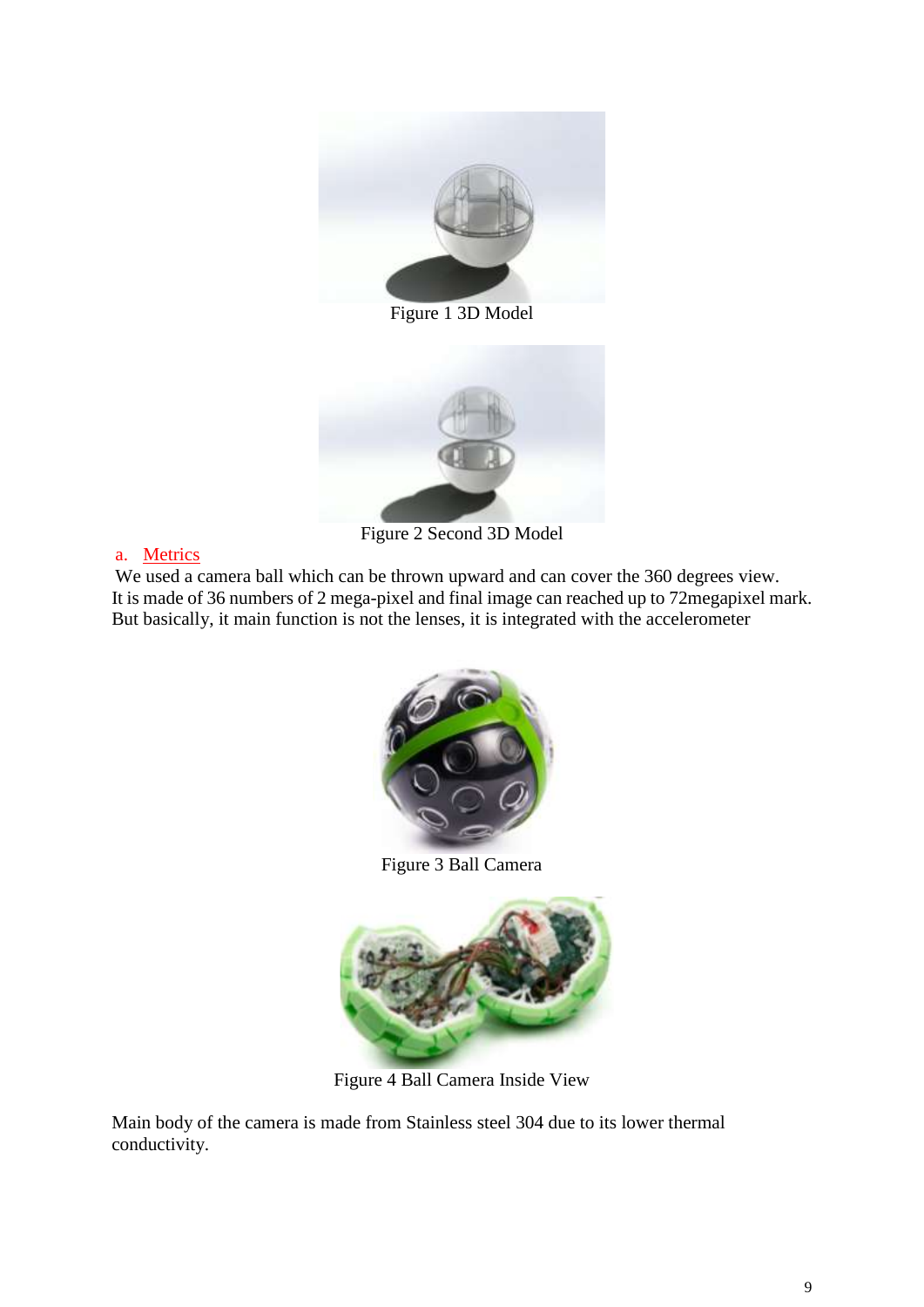Figure 1 3D Model

Figure 2 Second 3D Model

a. Metrics

We used a camera ball which can be thrown upward and can cover the 360 degrees view. It is made of 36 numbers of 2 mega-pixel and final image can reached up to 72megapixel mark. But basically, it main function is not the lenses, it is integrated with the accelerometer

Figure 3 Ball Camera

Figure 4 Ball Camera Inside View

Main body of the camera is made from Stainless steel 304 due to its lower thermal conductivity.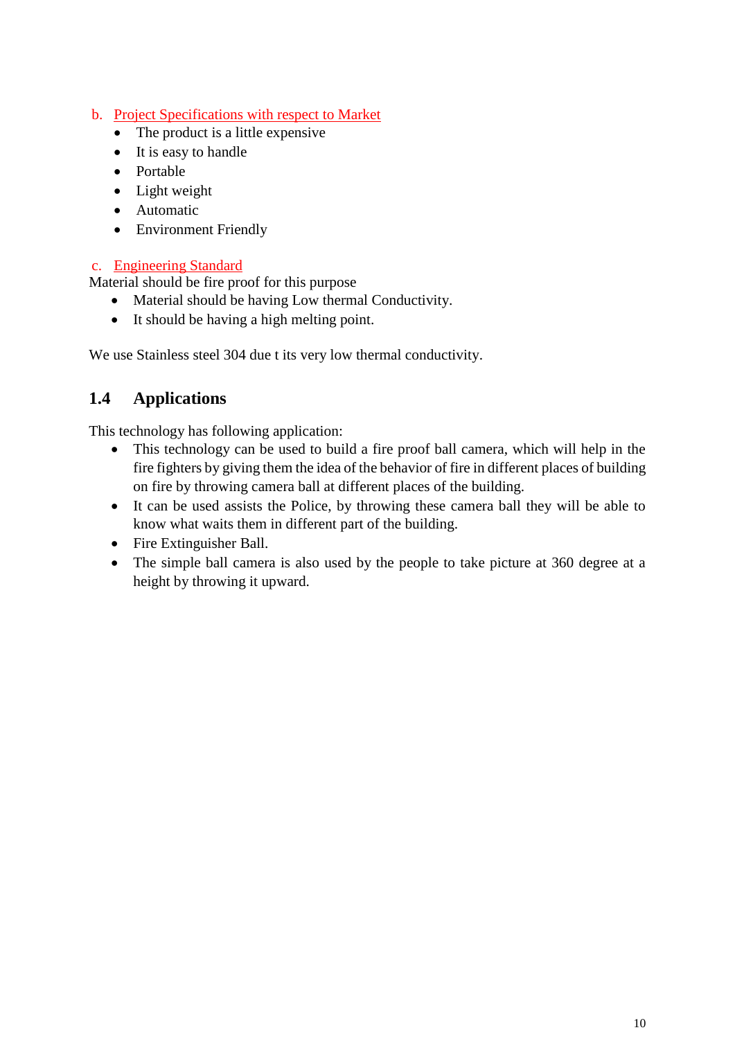b. Project Specifications with respect to Market

- The product is a little expensive
- It is easy to handle
- Portable
- Light weight
- Automatic
- Environment Friendly

c. Engineering Standard

Material should be fire proof for this purpose

- Material should be having Low thermal Conductivity.
- It should be having a high melting point.

We use Stainless steel 304 due t its very low thermal conductivity.

## 1.4 Applications

This technology has following application:

- This technology can be used to build a fire proof ball camera, which will help in the fire fighters by giving them the idea of the behavior of fire in different places of building on fire by throwing camera ball at different places of the building.
- It can be used assists the Police, by throwing these camera ball they will be able to know what waits them in different part of the building.
- Fire Extinguisher Ball.
- The simple ball camera is also used by the people to take picture at 360 degree at a height by throwing it upward.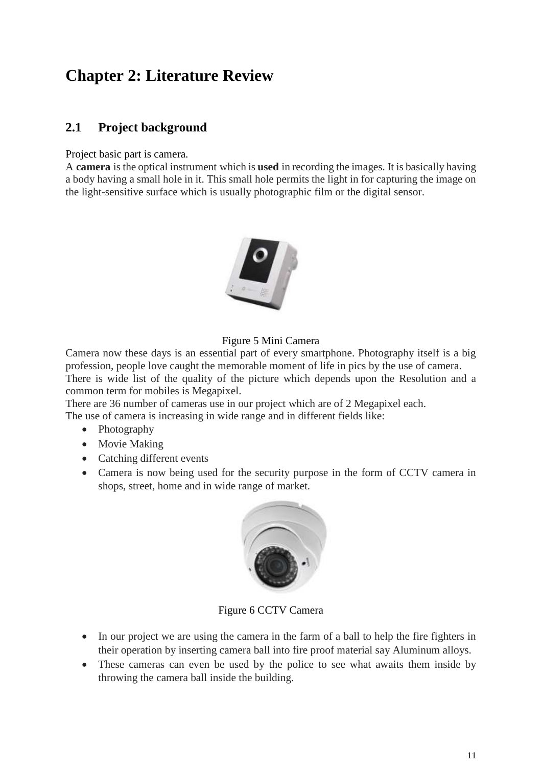# Chapter 2: Literature Review

## 2.1 Project background

Project basic part is camera.

A **camera** is the optical instrument which is **used** in recording the images. It is basically having a body having a small hole in it. This small hole permits the light in for capturing the image on the light-sensitive surface which is usually photographic film or the digital sensor.

Figure 5 Mini Camera

Camera now these days is an essential part of every smartphone. Photography itself is a big profession, people love caught the memorable moment of life in pics by the use of camera.

There is wide list of the quality of the picture which depends upon the Resolution and a common term for mobiles is Megapixel.

There are 36 number of cameras use in our project which are of 2 Megapixel each.

The use of camera is increasing in wide range and in different fields like:

- Photography
- Movie Making
- Catching different events
- Camera is now being used for the security purpose in the form of CCTV camera in shops, street, home and in wide range of market.

Figure 6 CCTV Camera

- In our project we are using the camera in the farm of a ball to help the fire fighters in their operation by inserting camera ball into fire proof material say Aluminum alloys.
- These cameras can even be used by the police to see what awaits them inside by throwing the camera ball inside the building.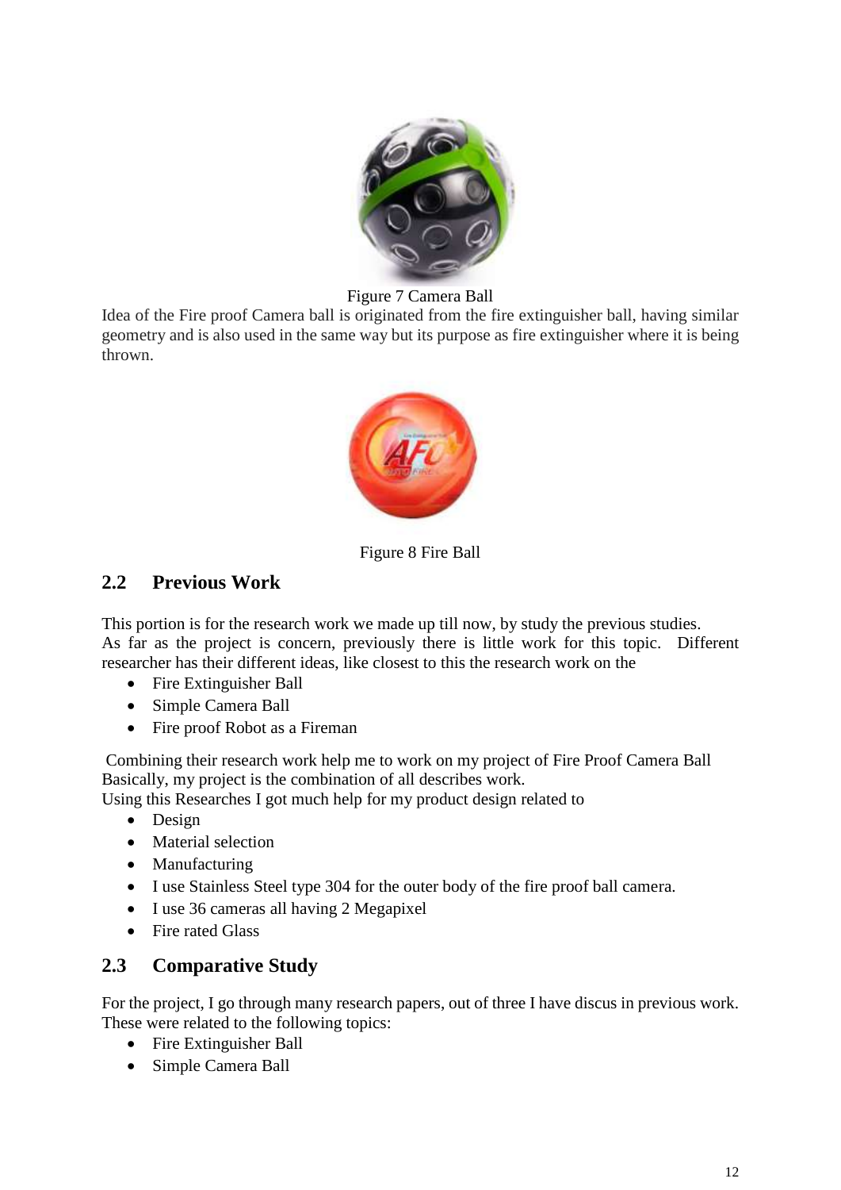Figure 7 Camera Ball

Idea of the Fire proof Camera ball is originated from the fire extinguisher ball, having similar geometry and is also used in the same way but its purpose as fire extinguisher where it is being thrown.

Figure 8 Fire Ball

## 2.2 Previous Work

This portion is for the research work we made up till now, by study the previous studies.
As far as the project is concern, previously there is little work for this topic. Different researcher has their different ideas, like closest to this the research work on the

- Fire Extinguisher Ball
- Simple Camera Ball
- Fire proof Robot as a Fireman

Combining their research work help me to work on my project of Fire Proof Camera Ball Basically, my project is the combination of all describes work.
Using this Researches I got much help for my product design related to

- Design
- Material selection
- Manufacturing
- I use Stainless Steel type 304 for the outer body of the fire proof ball camera.
- I use 36 cameras all having 2 Megapixel
- Fire rated Glass

## 2.3 Comparative Study

For the project, I go through many research papers, out of three I have discus in previous work. These were related to the following topics:

- Fire Extinguisher Ball
- Simple Camera Ball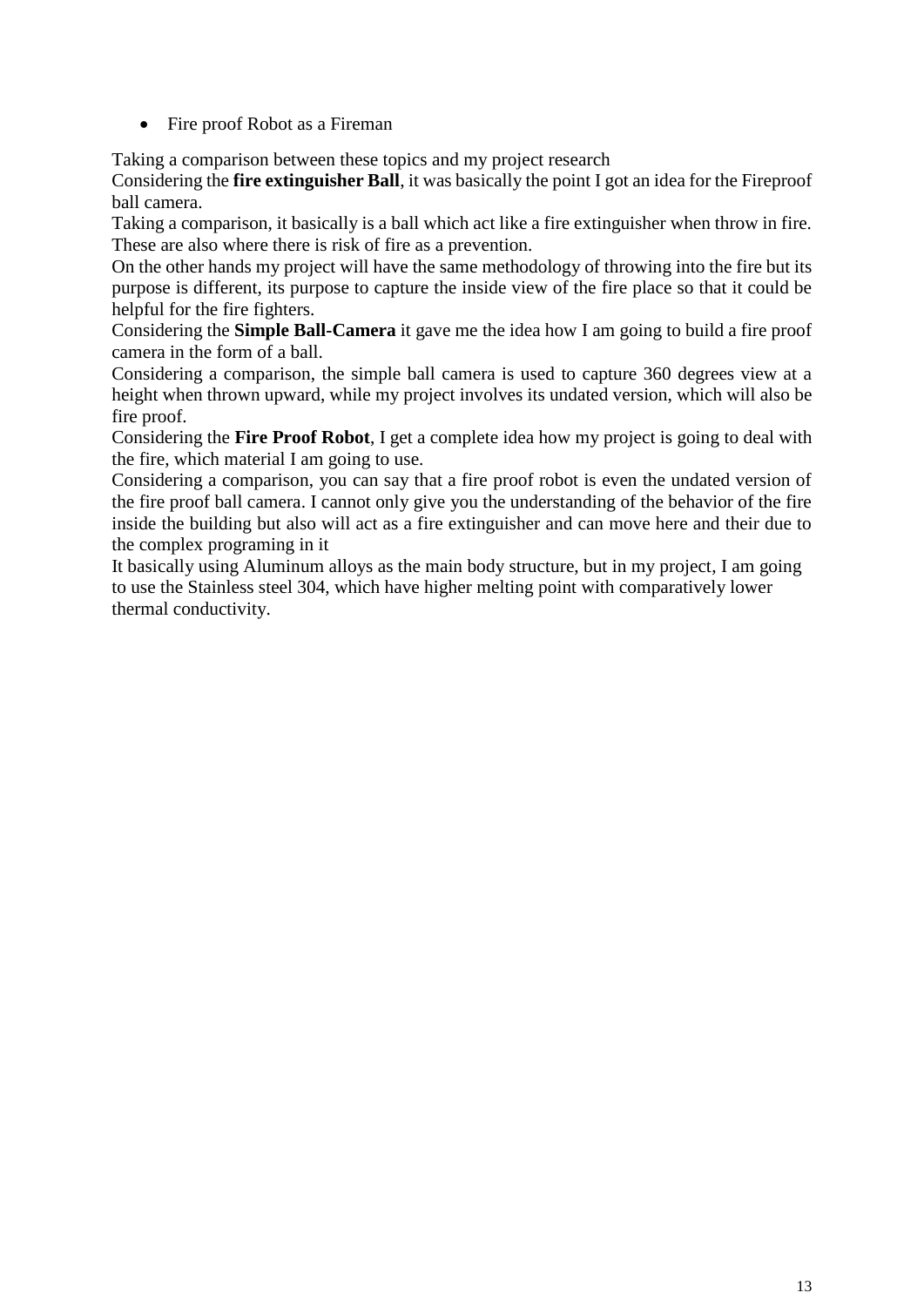- Fire proof Robot as a Fireman

Taking a comparison between these topics and my project research
Considering the **fire extinguisher Ball**, it was basically the point I got an idea for the Fireproof ball camera.
Taking a comparison, it basically is a ball which act like a fire extinguisher when throw in fire. These are also where there is risk of fire as a prevention.
On the other hands my project will have the same methodology of throwing into the fire but its purpose is different, its purpose to capture the inside view of the fire place so that it could be helpful for the fire fighters.
Considering the **Simple Ball-Camera** it gave me the idea how I am going to build a fire proof camera in the form of a ball.
Considering a comparison, the simple ball camera is used to capture 360 degrees view at a height when thrown upward, while my project involves its undated version, which will also be fire proof.
Considering the **Fire Proof Robot**, I get a complete idea how my project is going to deal with the fire, which material I am going to use.
Considering a comparison, you can say that a fire proof robot is even the undated version of the fire proof ball camera. I cannot only give you the understanding of the behavior of the fire inside the building but also will act as a fire extinguisher and can move here and their due to the complex programing in it
It basically using Aluminum alloys as the main body structure, but in my project, I am going to use the Stainless steel 304, which have higher melting point with comparatively lower thermal conductivity.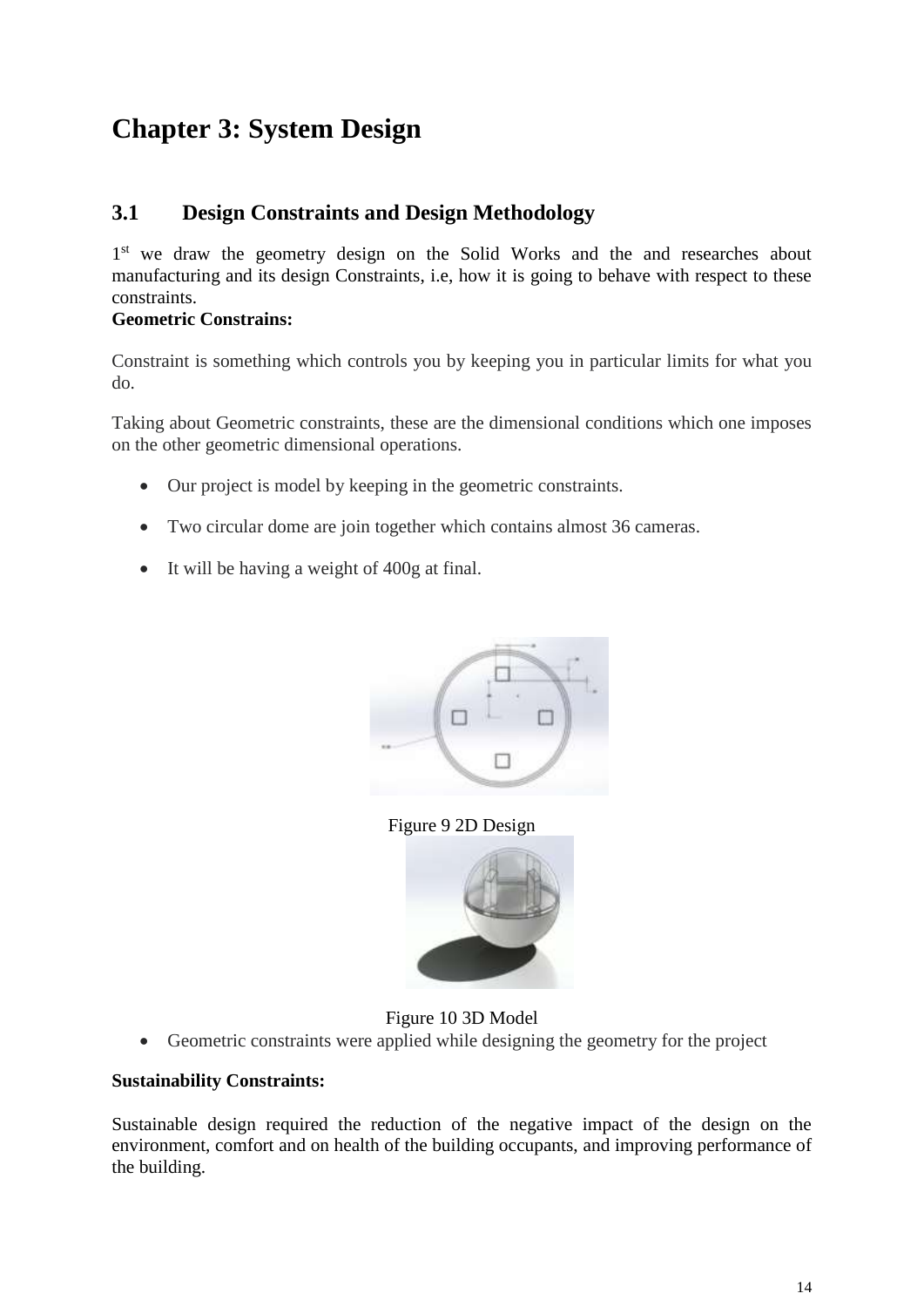# Chapter 3: System Design

## 3.1 Design Constraints and Design Methodology

1st we draw the geometry design on the Solid Works and the and researches about manufacturing and its design Constraints, i.e, how it is going to behave with respect to these constraints.

**Geometric Constrains:**

Constraint is something which controls you by keeping you in particular limits for what you do.

Taking about Geometric constraints, these are the dimensional conditions which one imposes on the other geometric dimensional operations.

- Our project is model by keeping in the geometric constraints.
- Two circular dome are join together which contains almost 36 cameras.
- It will be having a weight of 400g at final.

Figure 9 2D Design

Figure 10 3D Model

- Geometric constraints were applied while designing the geometry for the project

**Sustainability Constraints:**

Sustainable design required the reduction of the negative impact of the design on the environment, comfort and on health of the building occupants, and improving performance of the building.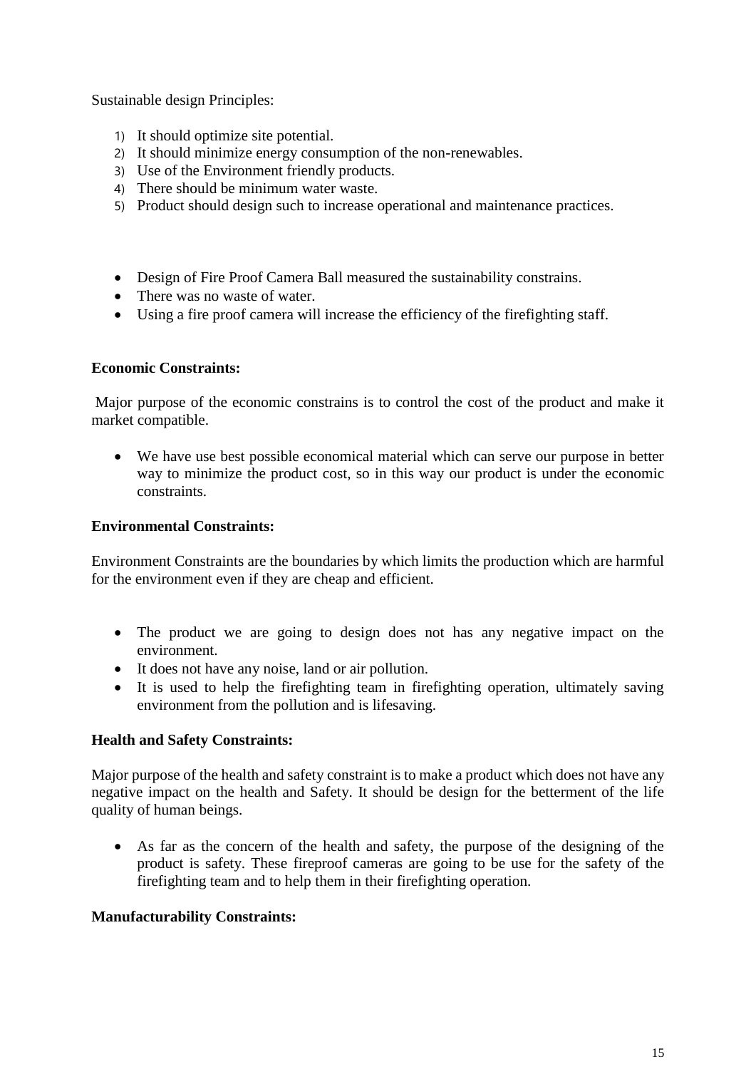Sustainable design Principles:

1) It should optimize site potential.
2) It should minimize energy consumption of the non-renewables.
3) Use of the Environment friendly products.
4) There should be minimum water waste.
5) Product should design such to increase operational and maintenance practices.

- Design of Fire Proof Camera Ball measured the sustainability constrains.
- There was no waste of water.
- Using a fire proof camera will increase the efficiency of the firefighting staff.

**Economic Constraints:**

Major purpose of the economic constrains is to control the cost of the product and make it market compatible.

- We have use best possible economical material which can serve our purpose in better way to minimize the product cost, so in this way our product is under the economic constraints.

**Environmental Constraints:**

Environment Constraints are the boundaries by which limits the production which are harmful for the environment even if they are cheap and efficient.

- The product we are going to design does not has any negative impact on the environment.
- It does not have any noise, land or air pollution.
- It is used to help the firefighting team in firefighting operation, ultimately saving environment from the pollution and is lifesaving.

**Health and Safety Constraints:**

Major purpose of the health and safety constraint is to make a product which does not have any negative impact on the health and Safety. It should be design for the betterment of the life quality of human beings.

- As far as the concern of the health and safety, the purpose of the designing of the product is safety. These fireproof cameras are going to be use for the safety of the firefighting team and to help them in their firefighting operation.

**Manufacturability Constraints:**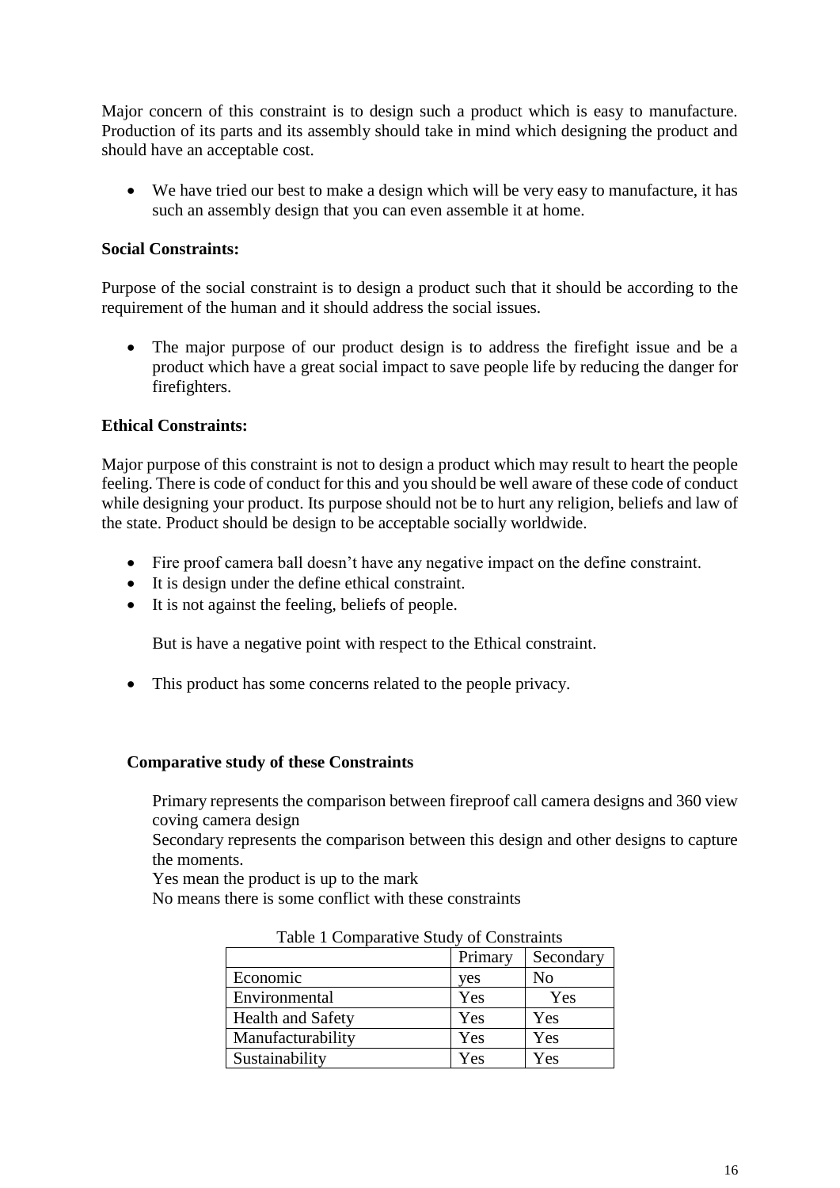Major concern of this constraint is to design such a product which is easy to manufacture. Production of its parts and its assembly should take in mind which designing the product and should have an acceptable cost.

- We have tried our best to make a design which will be very easy to manufacture, it has such an assembly design that you can even assemble it at home.

**Social Constraints:**

Purpose of the social constraint is to design a product such that it should be according to the requirement of the human and it should address the social issues.

- The major purpose of our product design is to address the firefight issue and be a product which have a great social impact to save people life by reducing the danger for firefighters.

**Ethical Constraints:**

Major purpose of this constraint is not to design a product which may result to heart the people feeling. There is code of conduct for this and you should be well aware of these code of conduct while designing your product. Its purpose should not be to hurt any religion, beliefs and law of the state. Product should be design to be acceptable socially worldwide.

- Fire proof camera ball doesn't have any negative impact on the define constraint.
- It is design under the define ethical constraint.
- It is not against the feeling, beliefs of people.

  But is have a negative point with respect to the Ethical constraint.

- This product has some concerns related to the people privacy.

**Comparative study of these Constraints**

Primary represents the comparison between fireproof call camera designs and 360 view coving camera design

Secondary represents the comparison between this design and other designs to capture the moments.

Yes mean the product is up to the mark

No means there is some conflict with these constraints

Table 1 Comparative Study of Constraints

| | Primary | Secondary |
|---|---|---|
| Economic | yes | No |
| Environmental | Yes | Yes |
| Health and Safety | Yes | Yes |
| Manufacturability | Yes | Yes |
| Sustainability | Yes | Yes |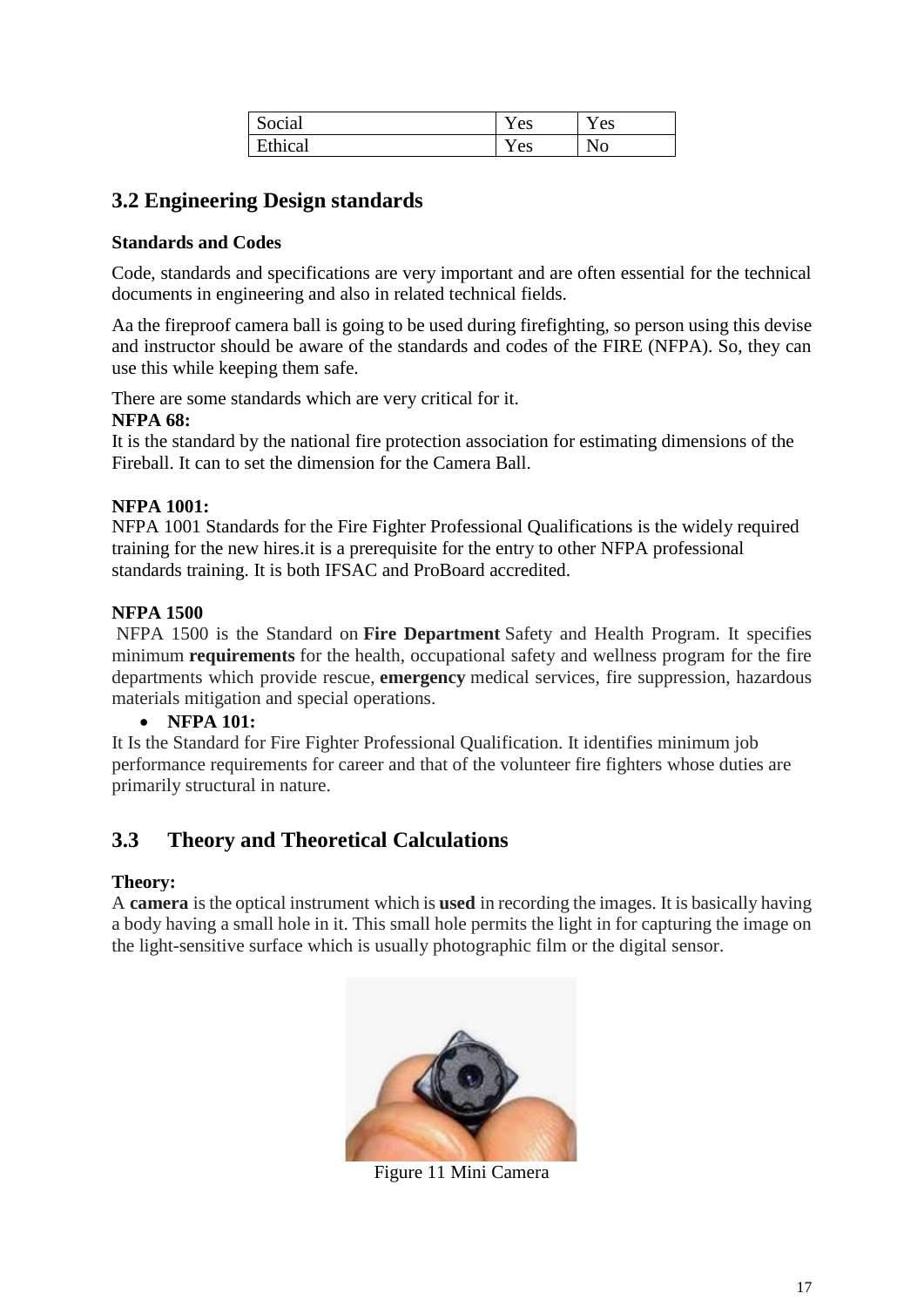| Social | Yes | Yes |
|---|---|---|
| Ethical | Yes | No |

## 3.2 Engineering Design standards

**Standards and Codes**

Code, standards and specifications are very important and are often essential for the technical documents in engineering and also in related technical fields.

Aa the fireproof camera ball is going to be used during firefighting, so person using this devise and instructor should be aware of the standards and codes of the FIRE (NFPA). So, they can use this while keeping them safe.

There are some standards which are very critical for it.

**NFPA 68:**

It is the standard by the national fire protection association for estimating dimensions of the Fireball. It can to set the dimension for the Camera Ball.

**NFPA 1001:**

NFPA 1001 Standards for the Fire Fighter Professional Qualifications is the widely required training for the new hires.it is a prerequisite for the entry to other NFPA professional standards training. It is both IFSAC and ProBoard accredited.

**NFPA 1500**

NFPA 1500 is the Standard on **Fire Department** Safety and Health Program. It specifies minimum **requirements** for the health, occupational safety and wellness program for the fire departments which provide rescue, **emergency** medical services, fire suppression, hazardous materials mitigation and special operations.

- **NFPA 101:**

It Is the Standard for Fire Fighter Professional Qualification. It identifies minimum job performance requirements for career and that of the volunteer fire fighters whose duties are primarily structural in nature.

## 3.3 Theory and Theoretical Calculations

**Theory:**

A **camera** is the optical instrument which is **used** in recording the images. It is basically having a body having a small hole in it. This small hole permits the light in for capturing the image on the light-sensitive surface which is usually photographic film or the digital sensor.

Figure 11 Mini Camera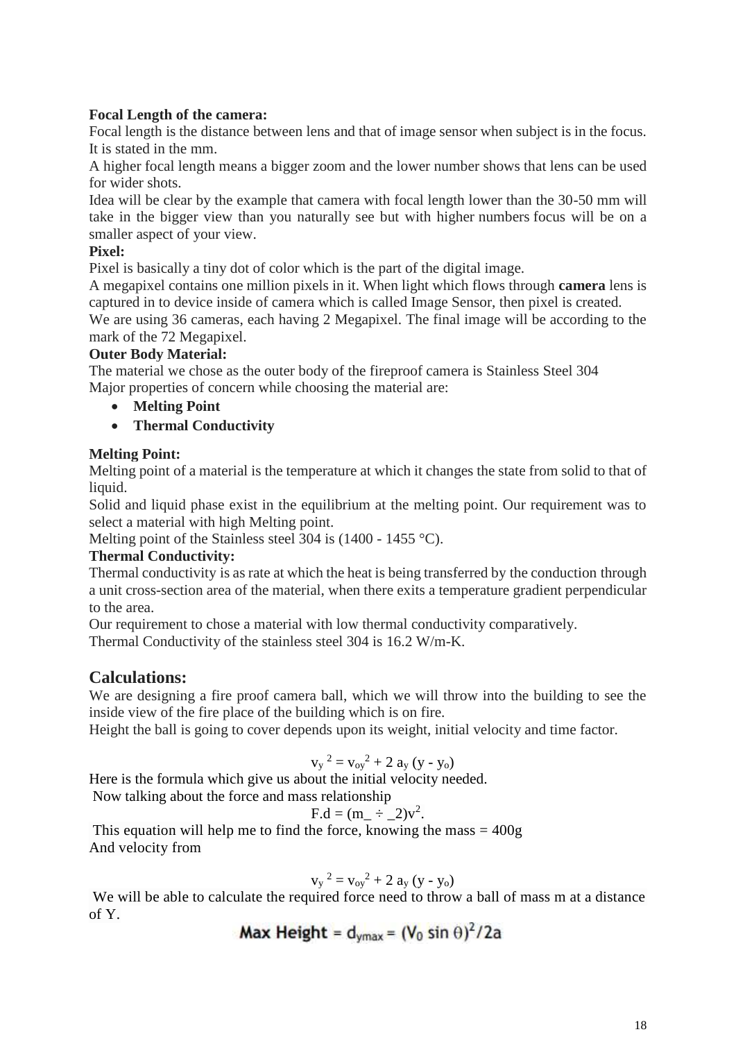**Focal Length of the camera:**

Focal length is the distance between lens and that of image sensor when subject is in the focus. It is stated in the mm.

A higher focal length means a bigger zoom and the lower number shows that lens can be used for wider shots.

Idea will be clear by the example that camera with focal length lower than the 30-50 mm will take in the bigger view than you naturally see but with higher numbers focus will be on a smaller aspect of your view.

**Pixel:**

Pixel is basically a tiny dot of color which is the part of the digital image.

A megapixel contains one million pixels in it. When light which flows through **camera** lens is captured in to device inside of camera which is called Image Sensor, then pixel is created.

We are using 36 cameras, each having 2 Megapixel. The final image will be according to the mark of the 72 Megapixel.

**Outer Body Material:**

The material we chose as the outer body of the fireproof camera is Stainless Steel 304

Major properties of concern while choosing the material are:

- **Melting Point**
- **Thermal Conductivity**

**Melting Point:**

Melting point of a material is the temperature at which it changes the state from solid to that of liquid.

Solid and liquid phase exist in the equilibrium at the melting point. Our requirement was to select a material with high Melting point.

Melting point of the Stainless steel 304 is (1400 - 1455 °C).

**Thermal Conductivity:**

Thermal conductivity is as rate at which the heat is being transferred by the conduction through a unit cross-section area of the material, when there exits a temperature gradient perpendicular to the area.

Our requirement to chose a material with low thermal conductivity comparatively.

Thermal Conductivity of the stainless steel 304 is 16.2 W/m-K.

## Calculations:

We are designing a fire proof camera ball, which we will throw into the building to see the inside view of the fire place of the building which is on fire.

Height the ball is going to cover depends upon its weight, initial velocity and time factor.

$$v_y^{\,2} = v_{oy}^2 + 2\,a_y\,(y - y_o)$$

Here is the formula which give us about the initial velocity needed.

Now talking about the force and mass relationship

$$F.d = (m\_ \div \_2)v^2.$$

This equation will help me to find the force, knowing the mass = 400g

And velocity from

$$v_y^{\,2} = v_{oy}^2 + 2\,a_y\,(y - y_o)$$

We will be able to calculate the required force need to throw a ball of mass m at a distance of Y.

$$\textbf{Max Height} = d_{ymax} = (V_0 \sin\theta)^2/2a$$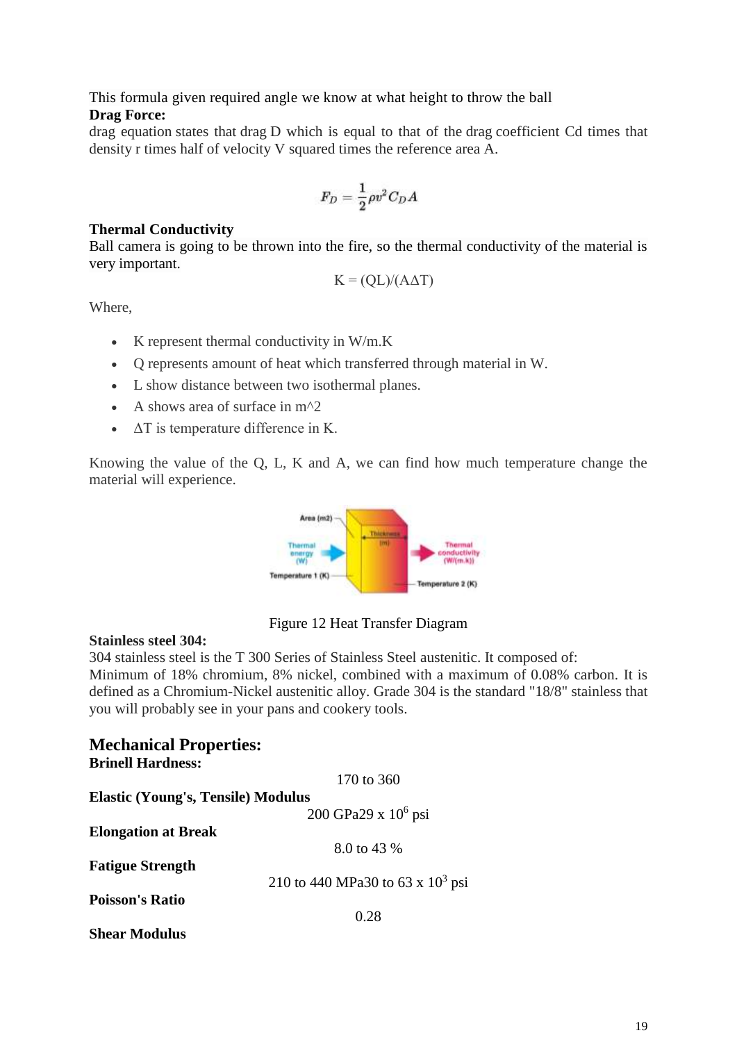This formula given required angle we know at what height to throw the ball

**Drag Force:**

drag equation states that drag D which is equal to that of the drag coefficient Cd times that density r times half of velocity V squared times the reference area A.

$$F_D = \frac{1}{2}\rho v^2 C_D A$$

**Thermal Conductivity**

Ball camera is going to be thrown into the fire, so the thermal conductivity of the material is very important.

$$K = (QL)/(A\Delta T)$$

Where,

- K represent thermal conductivity in W/m.K
- Q represents amount of heat which transferred through material in W.
- L show distance between two isothermal planes.
- A shows area of surface in m^2
- $\Delta T$ is temperature difference in K.

Knowing the value of the Q, L, K and A, we can find how much temperature change the material will experience.

Figure 12 Heat Transfer Diagram

**Stainless steel 304:**

304 stainless steel is the T 300 Series of Stainless Steel austenitic. It composed of:
Minimum of 18% chromium, 8% nickel, combined with a maximum of 0.08% carbon. It is defined as a Chromium-Nickel austenitic alloy. Grade 304 is the standard "18/8" stainless that you will probably see in your pans and cookery tools.

## Mechanical Properties:

**Brinell Hardness:**

170 to 360

**Elastic (Young's, Tensile) Modulus**

200 GPa29 x $10^6$ psi

**Elongation at Break**

8.0 to 43 %

**Fatigue Strength**

210 to 440 MPa30 to 63 x $10^3$ psi

**Poisson's Ratio**

0.28

**Shear Modulus**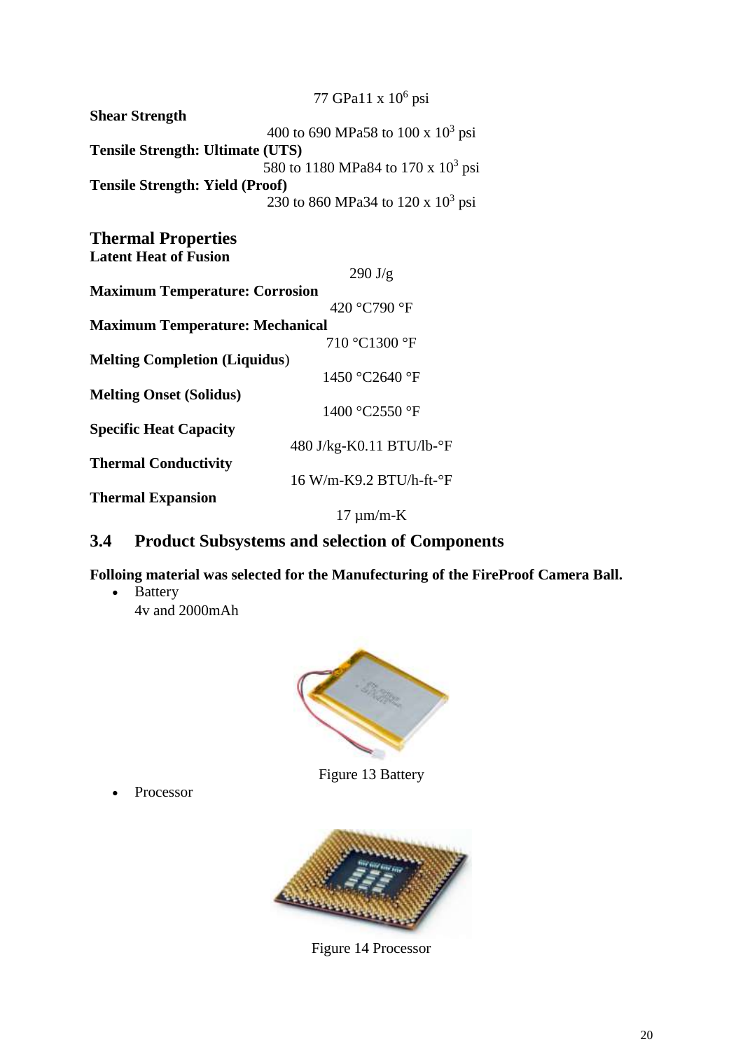77 GPa11 x $10^6$ psi

**Shear Strength**

400 to 690 MPa58 to 100 x $10^3$ psi

**Tensile Strength: Ultimate (UTS)**

580 to 1180 MPa84 to 170 x $10^3$ psi

**Tensile Strength: Yield (Proof)**

230 to 860 MPa34 to 120 x $10^3$ psi

## Thermal Properties

**Latent Heat of Fusion**

290 J/g

**Maximum Temperature: Corrosion**

420 °C790 °F

**Maximum Temperature: Mechanical**

710 °C1300 °F

**Melting Completion (Liquidus)**

1450 °C2640 °F

**Melting Onset (Solidus)**

1400 °C2550 °F

**Specific Heat Capacity**

480 J/kg-K0.11 BTU/lb-°F

**Thermal Conductivity**

16 W/m-K9.2 BTU/h-ft-°F

**Thermal Expansion**

17 µm/m-K

## 3.4 Product Subsystems and selection of Components

**Folloing material was selected for the Manufecturing of the FireProof Camera Ball.**

- Battery
  4v and 2000mAh

Figure 13 Battery

- Processor

Figure 14 Processor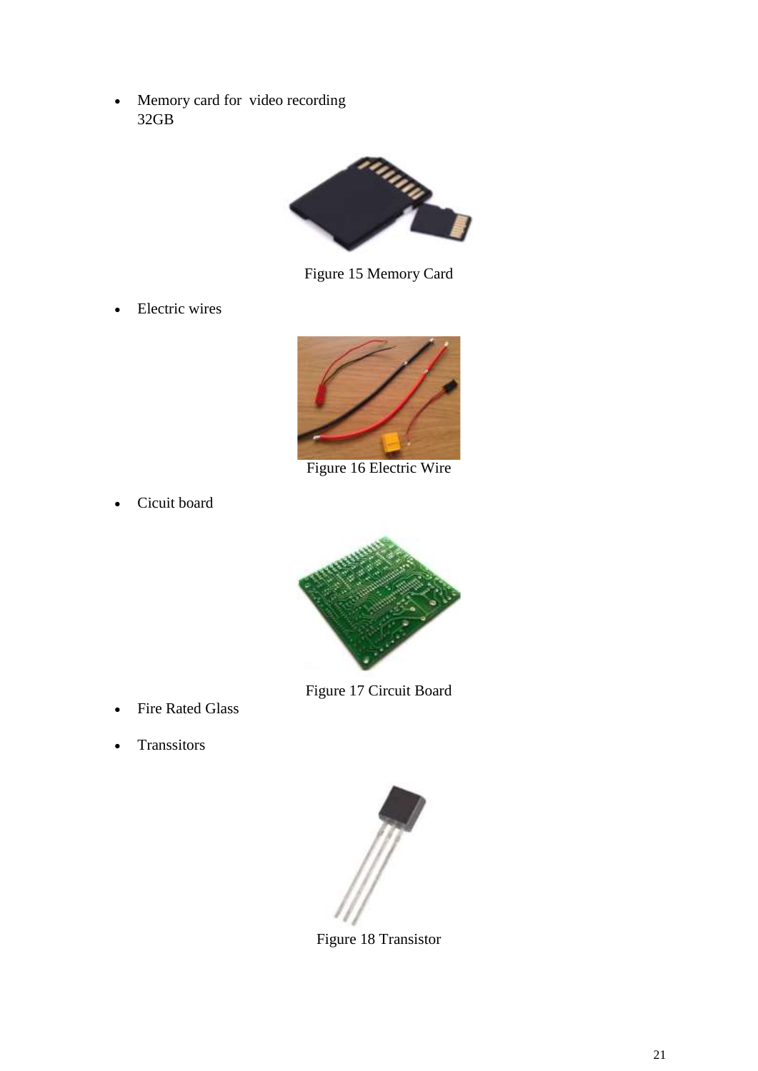- Memory card for video recording 32GB

Figure 15 Memory Card

- Electric wires

Figure 16 Electric Wire

- Cicuit board

Figure 17 Circuit Board

- Fire Rated Glass
- Transsitors

Figure 18 Transistor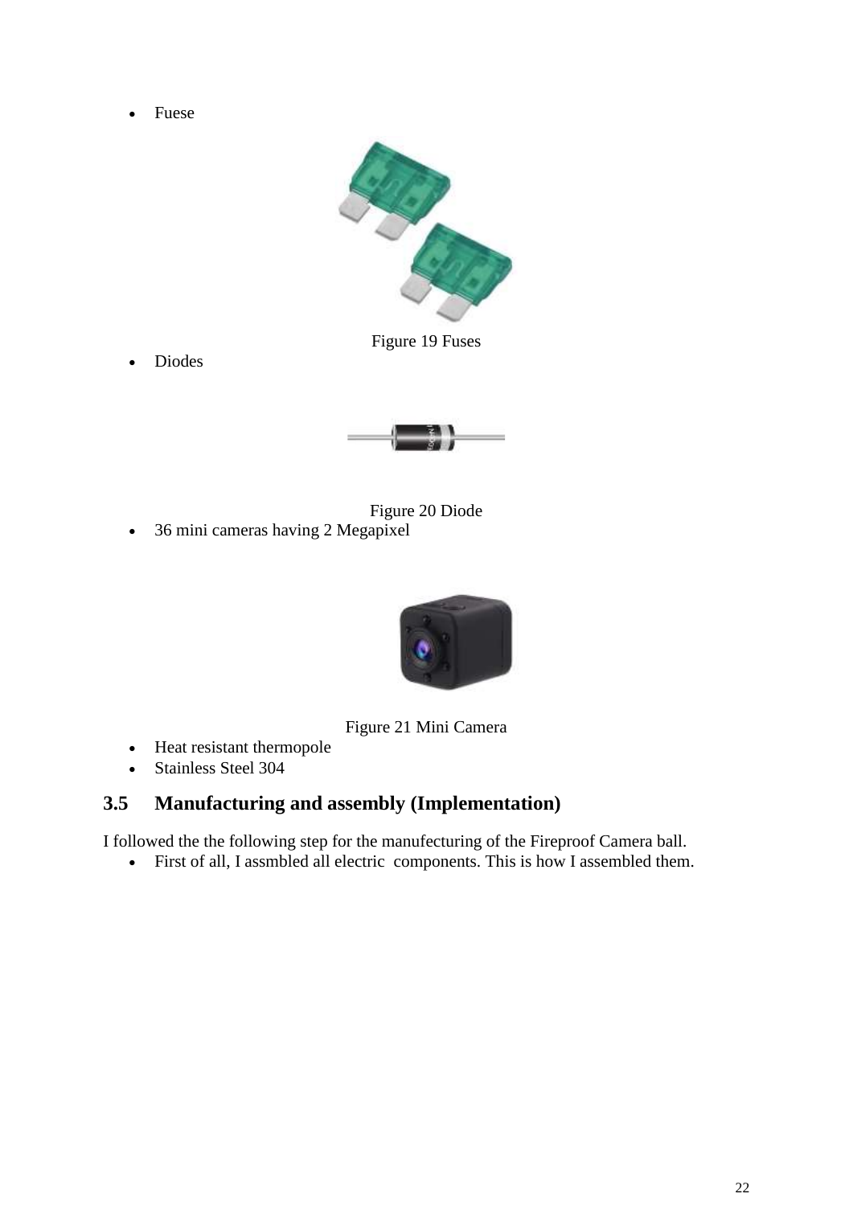- Fuese

Figure 19 Fuses

- Diodes

Figure 20 Diode

- 36 mini cameras having 2 Megapixel

Figure 21 Mini Camera

- Heat resistant thermopole
- Stainless Steel 304

## 3.5 Manufacturing and assembly (Implementation)

I followed the the following step for the manufecturing of the Fireproof Camera ball.

- First of all, I assmbled all electric components. This is how I assembled them.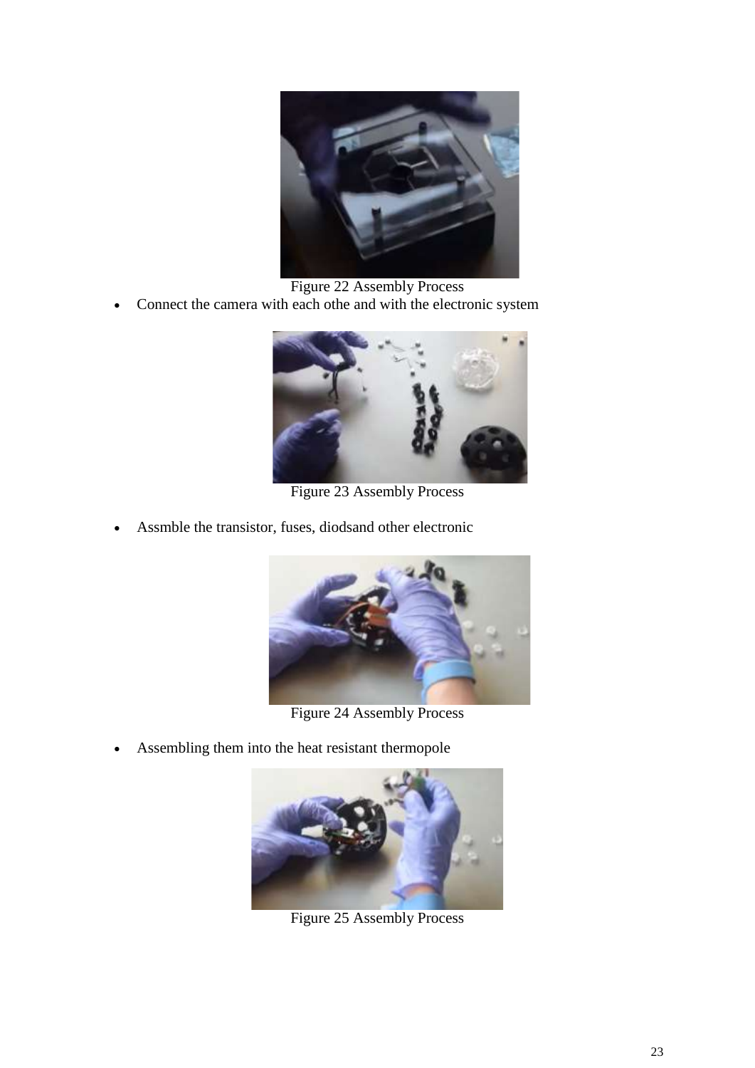Figure 22 Assembly Process

- Connect the camera with each othe and with the electronic system

Figure 23 Assembly Process

- Assmble the transistor, fuses, diodsand other electronic

Figure 24 Assembly Process

- Assembling them into the heat resistant thermopole

Figure 25 Assembly Process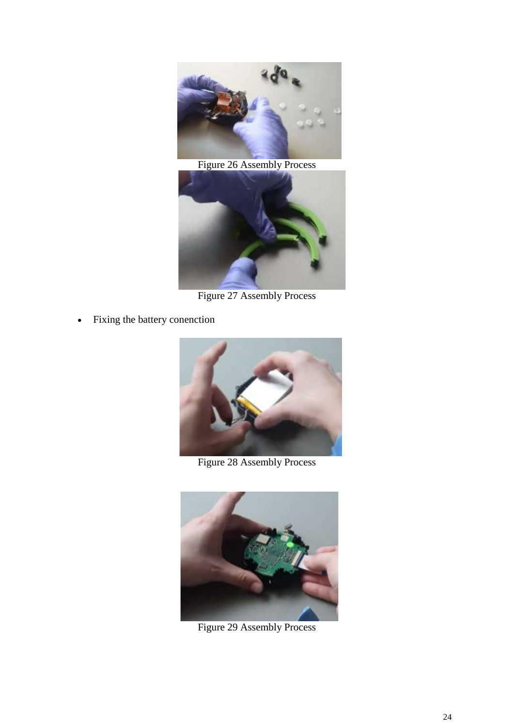Figure 26 Assembly Process

Figure 27 Assembly Process

- Fixing the battery conenction

Figure 28 Assembly Process

Figure 29 Assembly Process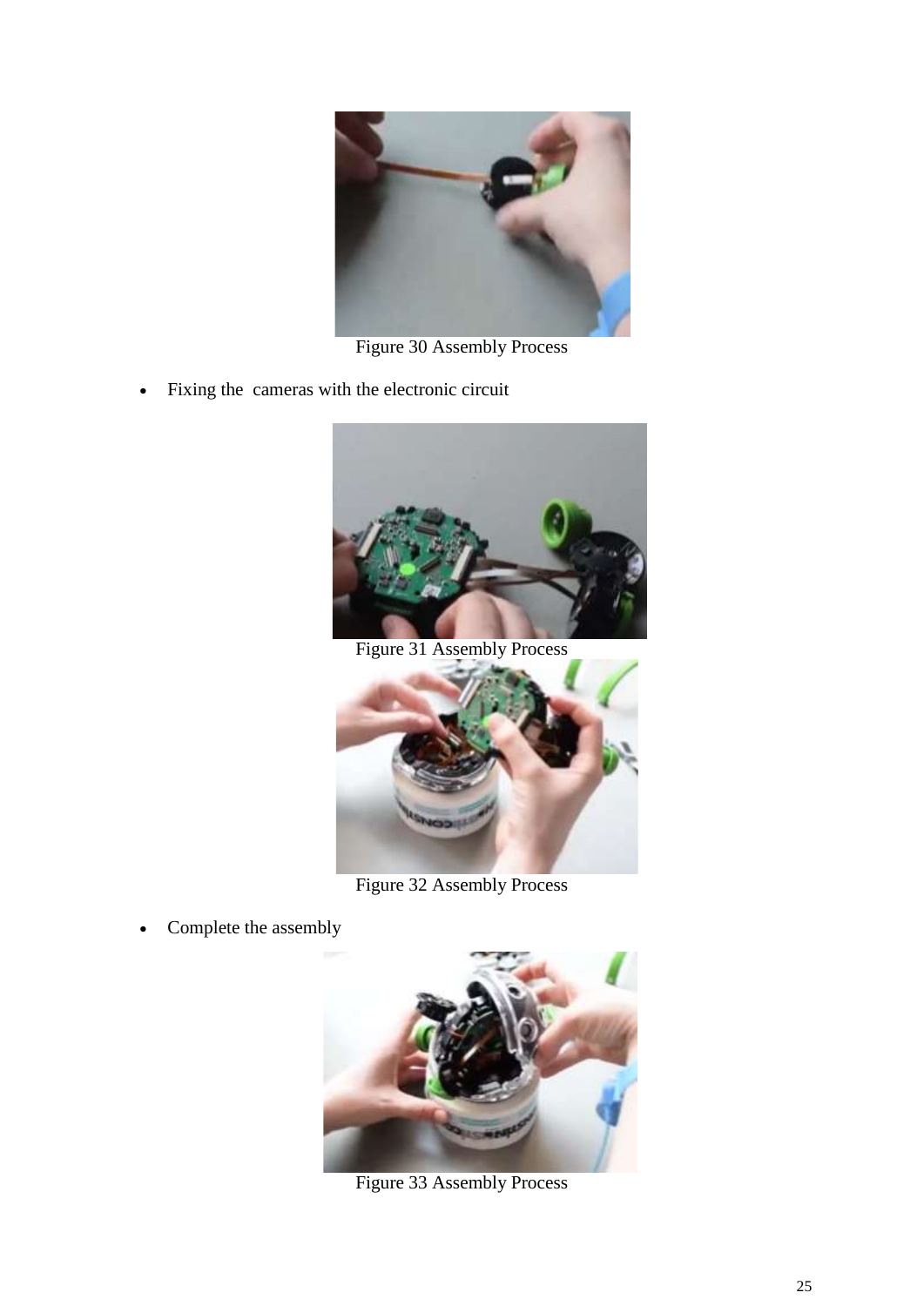Figure 30 Assembly Process

- Fixing the  cameras with the electronic circuit

Figure 31 Assembly Process

Figure 32 Assembly Process

- Complete the assembly

Figure 33 Assembly Process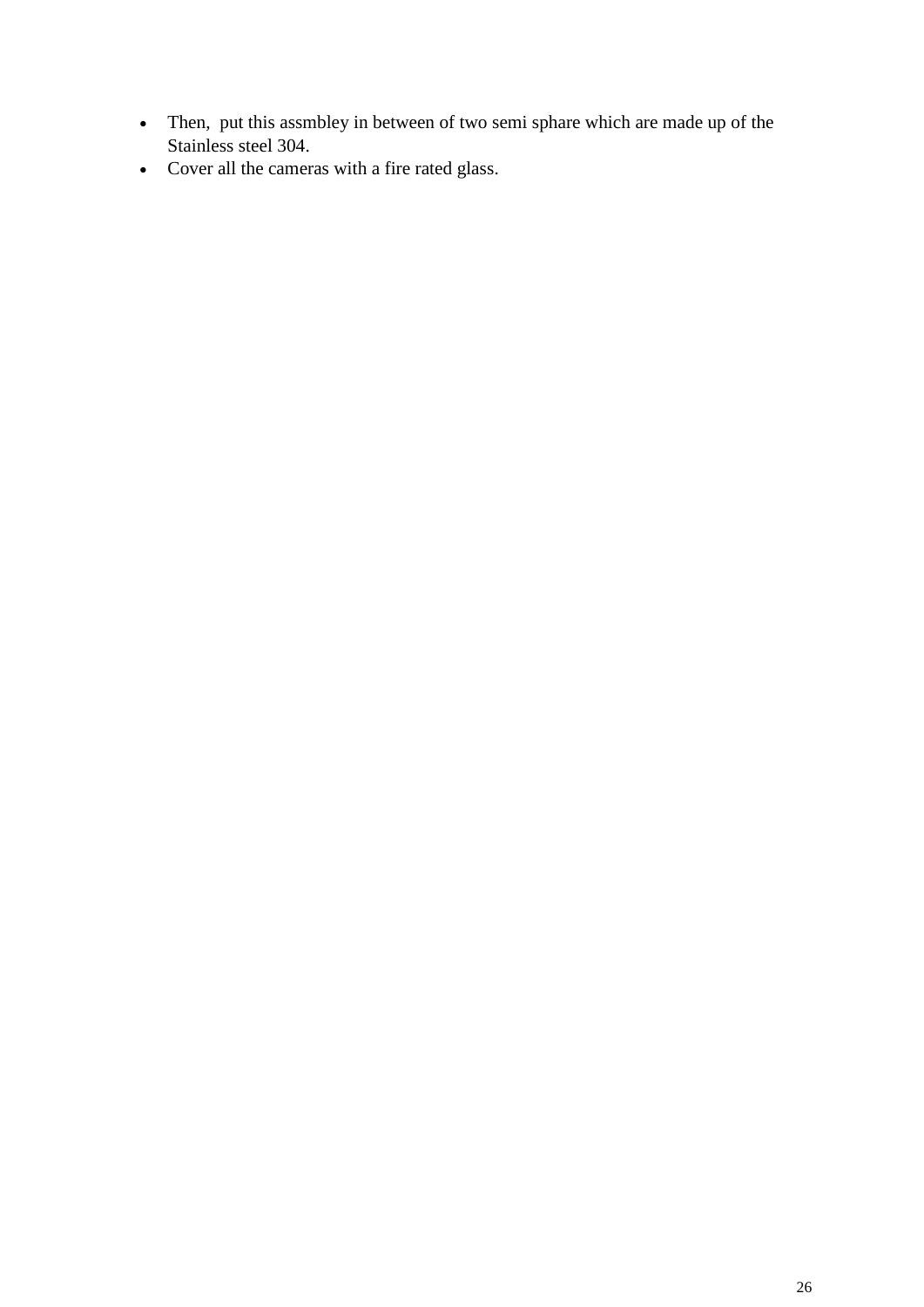- Then, put this assmbley in between of two semi sphare which are made up of the Stainless steel 304.
- Cover all the cameras with a fire rated glass.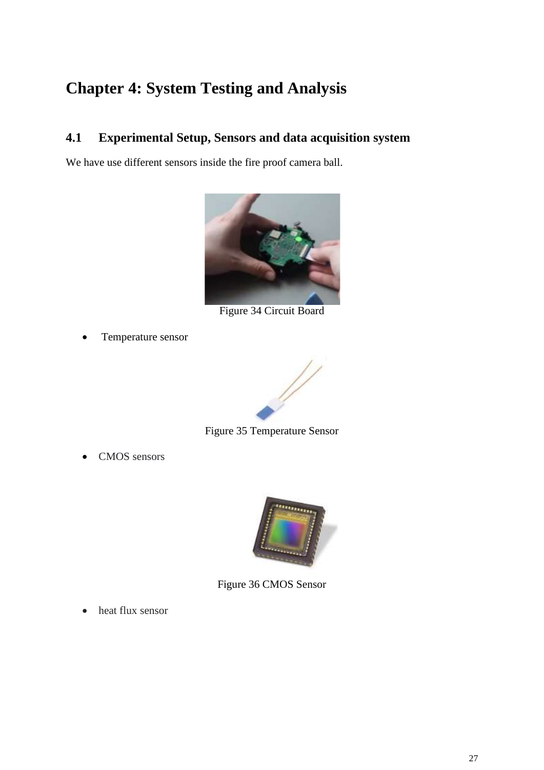# Chapter 4: System Testing and Analysis

## 4.1 Experimental Setup, Sensors and data acquisition system

We have use different sensors inside the fire proof camera ball.

Figure 34 Circuit Board

- Temperature sensor

Figure 35 Temperature Sensor

- CMOS sensors

Figure 36 CMOS Sensor

- heat flux sensor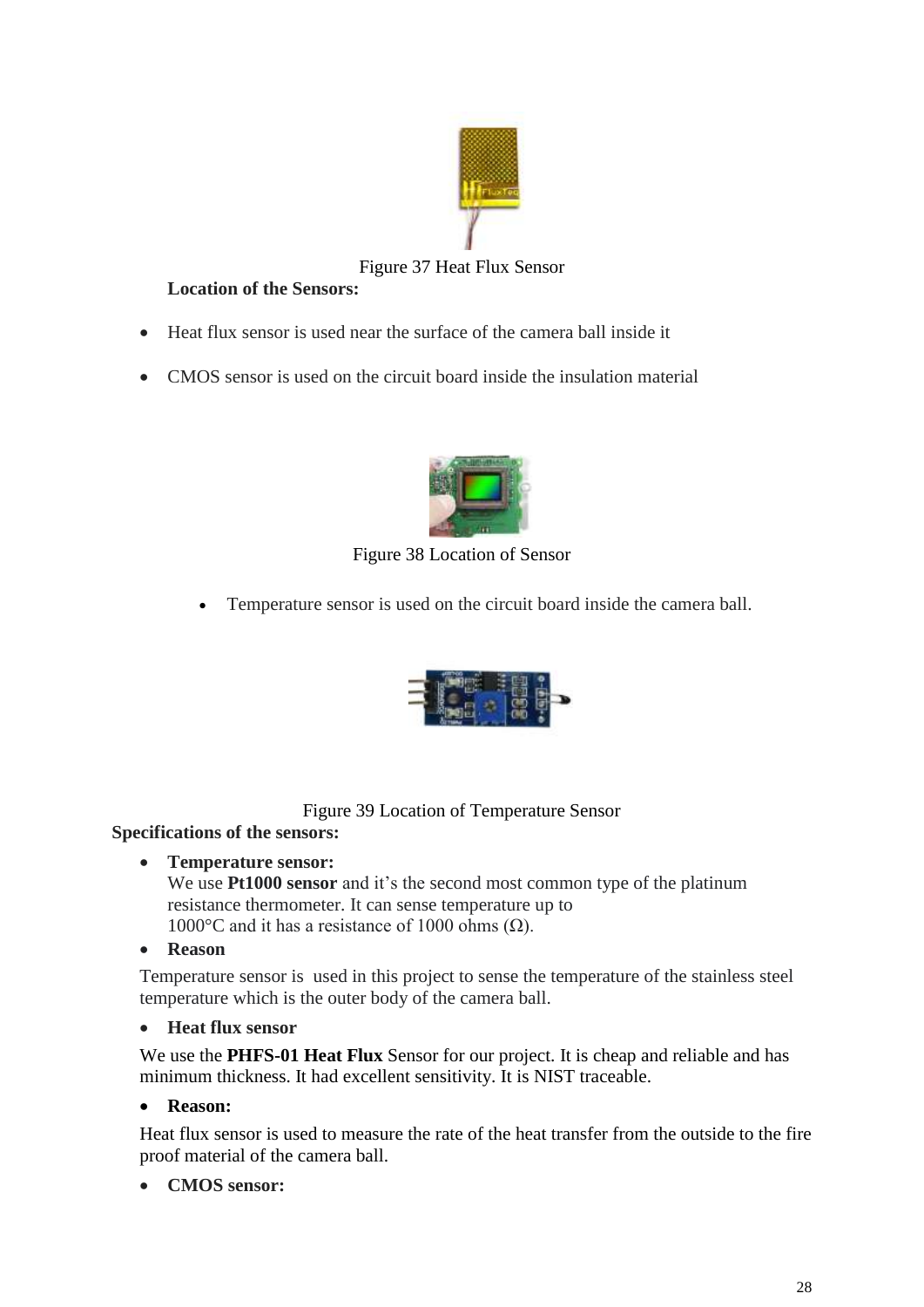Figure 37 Heat Flux Sensor

**Location of the Sensors:**

- Heat flux sensor is used near the surface of the camera ball inside it
- CMOS sensor is used on the circuit board inside the insulation material

Figure 38 Location of Sensor

- Temperature sensor is used on the circuit board inside the camera ball.

Figure 39 Location of Temperature Sensor

**Specifications of the sensors:**

- **Temperature sensor:**
  We use **Pt1000 sensor** and it's the second most common type of the platinum resistance thermometer. It can sense temperature up to 1000°C and it has a resistance of 1000 ohms (Ω).
- **Reason**

Temperature sensor is used in this project to sense the temperature of the stainless steel temperature which is the outer body of the camera ball.

- **Heat flux sensor**

We use the **PHFS-01 Heat Flux** Sensor for our project. It is cheap and reliable and has minimum thickness. It had excellent sensitivity. It is NIST traceable.

- **Reason:**

Heat flux sensor is used to measure the rate of the heat transfer from the outside to the fire proof material of the camera ball.

- **CMOS sensor:**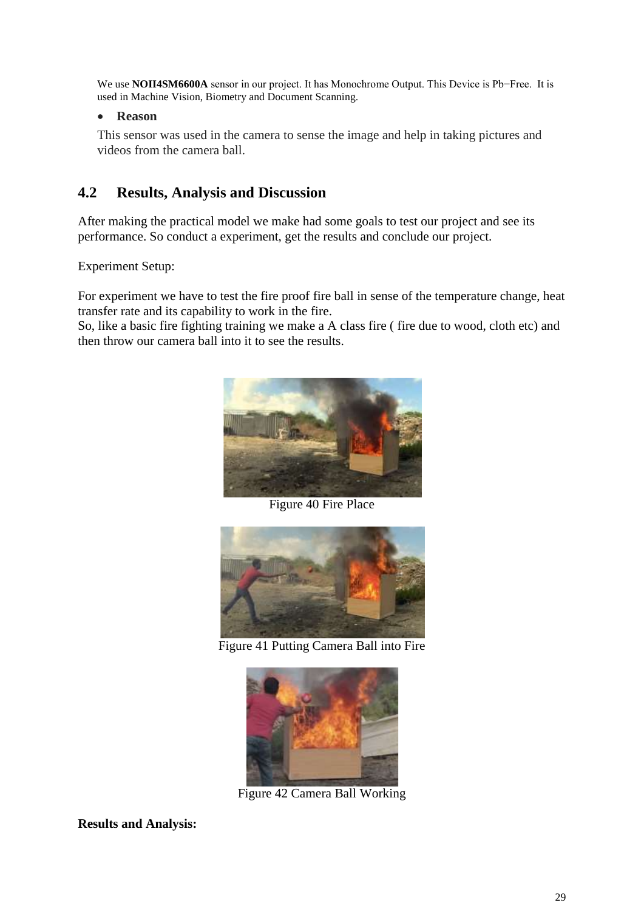We use **NOII4SM6600A** sensor in our project. It has Monochrome Output. This Device is Pb−Free. It is used in Machine Vision, Biometry and Document Scanning.

- **Reason**

This sensor was used in the camera to sense the image and help in taking pictures and videos from the camera ball.

## 4.2 Results, Analysis and Discussion

After making the practical model we make had some goals to test our project and see its performance. So conduct a experiment, get the results and conclude our project.

Experiment Setup:

For experiment we have to test the fire proof fire ball in sense of the temperature change, heat transfer rate and its capability to work in the fire.
So, like a basic fire fighting training we make a A class fire ( fire due to wood, cloth etc) and then throw our camera ball into it to see the results.

Figure 40 Fire Place

Figure 41 Putting Camera Ball into Fire

Figure 42 Camera Ball Working

**Results and Analysis:**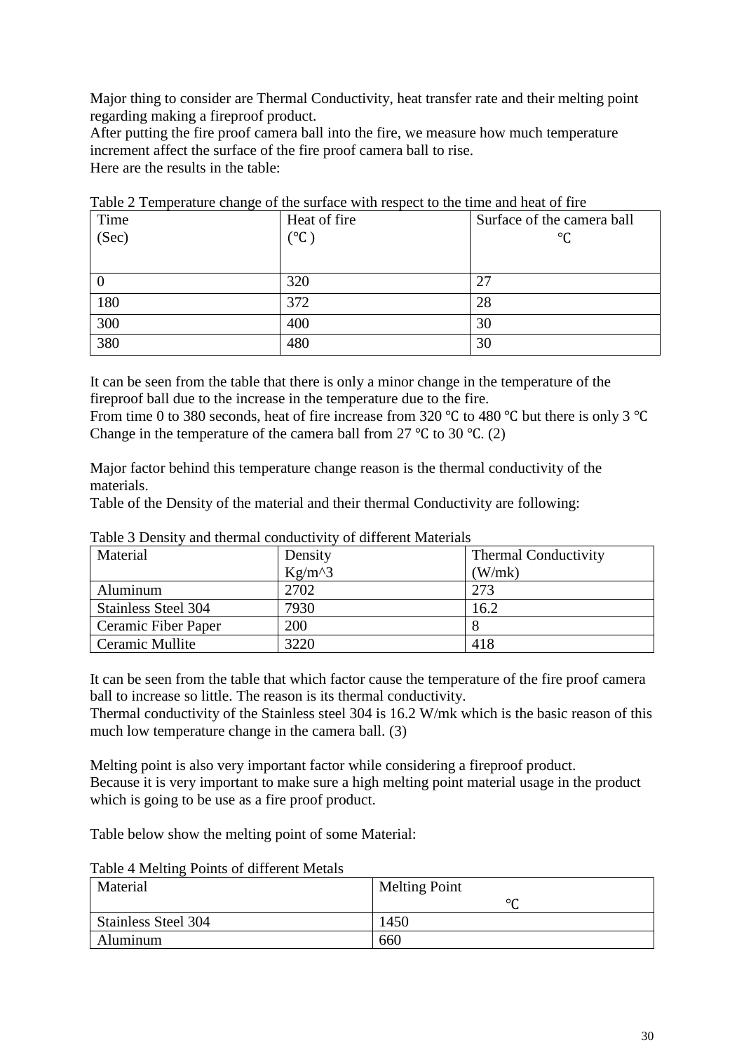Major thing to consider are Thermal Conductivity, heat transfer rate and their melting point regarding making a fireproof product.
After putting the fire proof camera ball into the fire, we measure how much temperature increment affect the surface of the fire proof camera ball to rise.
Here are the results in the table:

Table 2 Temperature change of the surface with respect to the time and heat of fire

| Time (Sec) | Heat of fire (℃ ) | Surface of the camera ball ℃ |
|---|---|---|
| 0 | 320 | 27 |
| 180 | 372 | 28 |
| 300 | 400 | 30 |
| 380 | 480 | 30 |

It can be seen from the table that there is only a minor change in the temperature of the fireproof ball due to the increase in the temperature due to the fire.
From time 0 to 380 seconds, heat of fire increase from 320 ℃ to 480 ℃ but there is only 3 ℃ Change in the temperature of the camera ball from 27 ℃ to 30 ℃. (2)

Major factor behind this temperature change reason is the thermal conductivity of the materials.
Table of the Density of the material and their thermal Conductivity are following:

Table 3 Density and thermal conductivity of different Materials

| Material | Density Kg/m^3 | Thermal Conductivity (W/mk) |
|---|---|---|
| Aluminum | 2702 | 273 |
| Stainless Steel 304 | 7930 | 16.2 |
| Ceramic Fiber Paper | 200 | 8 |
| Ceramic Mullite | 3220 | 418 |

It can be seen from the table that which factor cause the temperature of the fire proof camera ball to increase so little. The reason is its thermal conductivity.
Thermal conductivity of the Stainless steel 304 is 16.2 W/mk which is the basic reason of this much low temperature change in the camera ball. (3)

Melting point is also very important factor while considering a fireproof product.
Because it is very important to make sure a high melting point material usage in the product which is going to be use as a fire proof product.

Table below show the melting point of some Material:

Table 4 Melting Points of different Metals

| Material | Melting Point ℃ |
|---|---|
| Stainless Steel 304 | 1450 |
| Aluminum | 660 |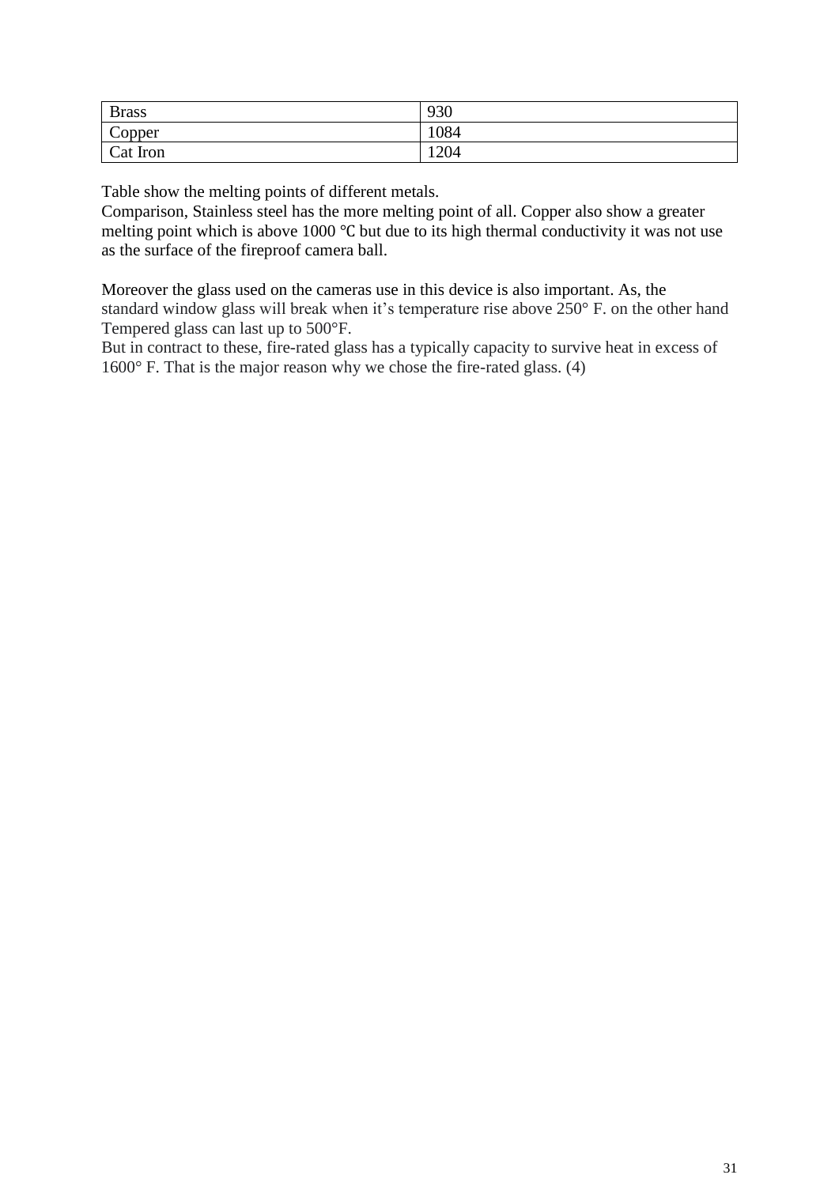| Brass | 930 |
|---|---|
| Copper | 1084 |
| Cat Iron | 1204 |

Table show the melting points of different metals.
Comparison, Stainless steel has the more melting point of all. Copper also show a greater melting point which is above 1000 ℃ but due to its high thermal conductivity it was not use as the surface of the fireproof camera ball.

Moreover the glass used on the cameras use in this device is also important. As, the standard window glass will break when it's temperature rise above 250° F. on the other hand Tempered glass can last up to 500°F.
But in contract to these, fire-rated glass has a typically capacity to survive heat in excess of 1600° F. That is the major reason why we chose the fire-rated glass. (4)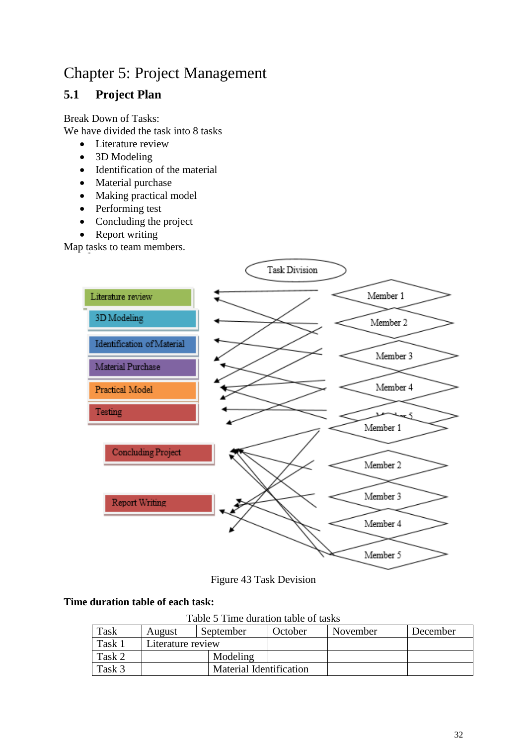# Chapter 5: Project Management

## 5.1 Project Plan

Break Down of Tasks:

We have divided the task into 8 tasks

- Literature review
- 3D Modeling
- Identification of the material
- Material purchase
- Making practical model
- Performing test
- Concluding the project
- Report writing

Map tasks to team members.

Figure 43 Task Devision

**Time duration table of each task:**

Table 5 Time duration table of tasks

| Task | August | September | October | November | December |
|---|---|---|---|---|---|
| Task 1 | Literature review | | | | |
| Task 2 | | Modeling | | | |
| Task 3 | | Material Identification | | | |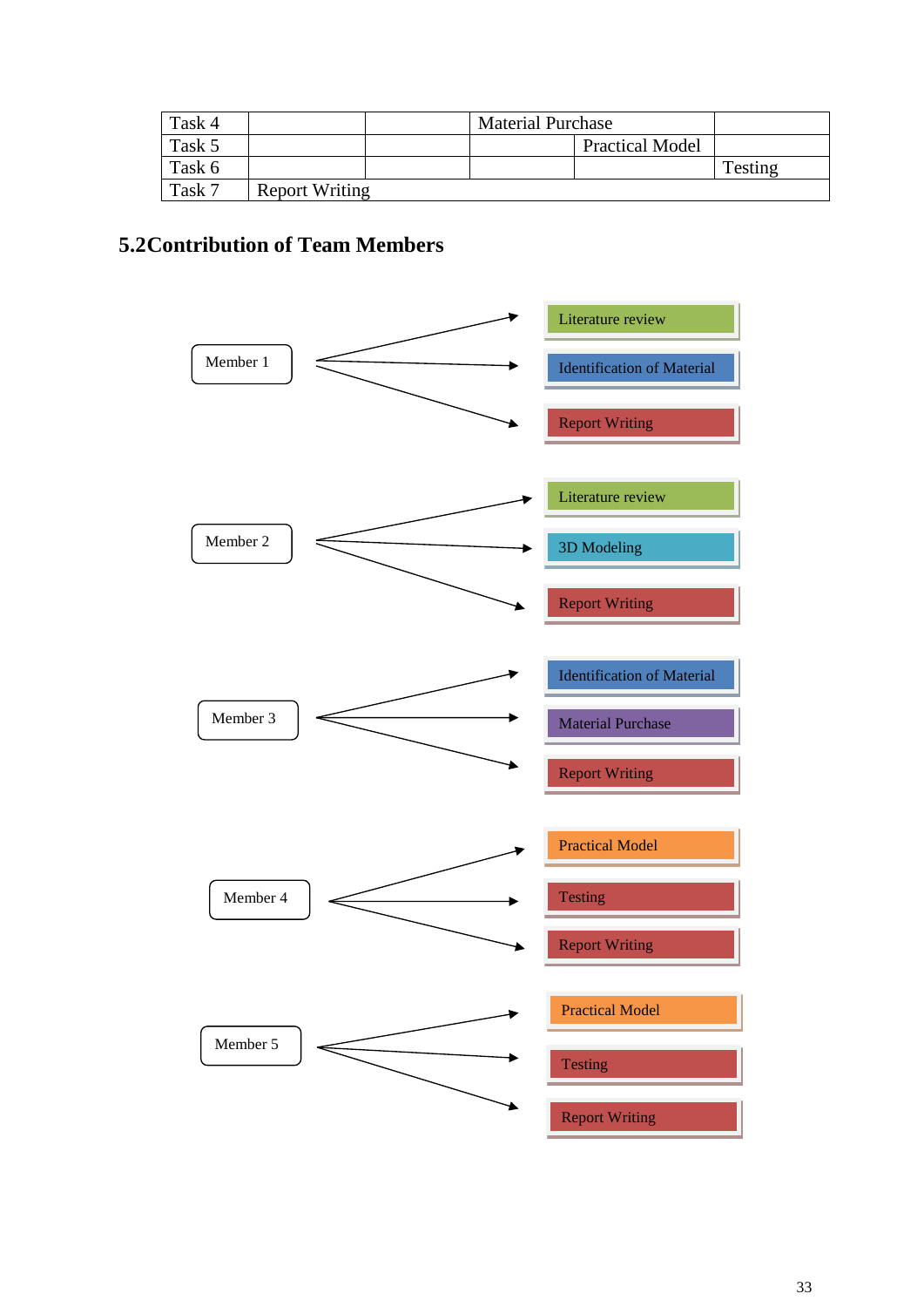| | | | | | |
|---|---|---|---|---|---|
| Task 4 | | | Material Purchase | | |
| Task 5 | | | | Practical Model | |
| Task 6 | | | | | Testing |
| Task 7 | Report Writing | | | | |

## 5.2 Contribution of Team Members

- **Member 1**
  - Literature review
  - Identification of Material
  - Report Writing
- **Member 2**
  - Literature review
  - 3D Modeling
  - Report Writing
- **Member 3**
  - Identification of Material
  - Material Purchase
  - Report Writing
- **Member 4**
  - Practical Model
  - Testing
  - Report Writing
- **Member 5**
  - Practical Model
  - Testing
  - Report Writing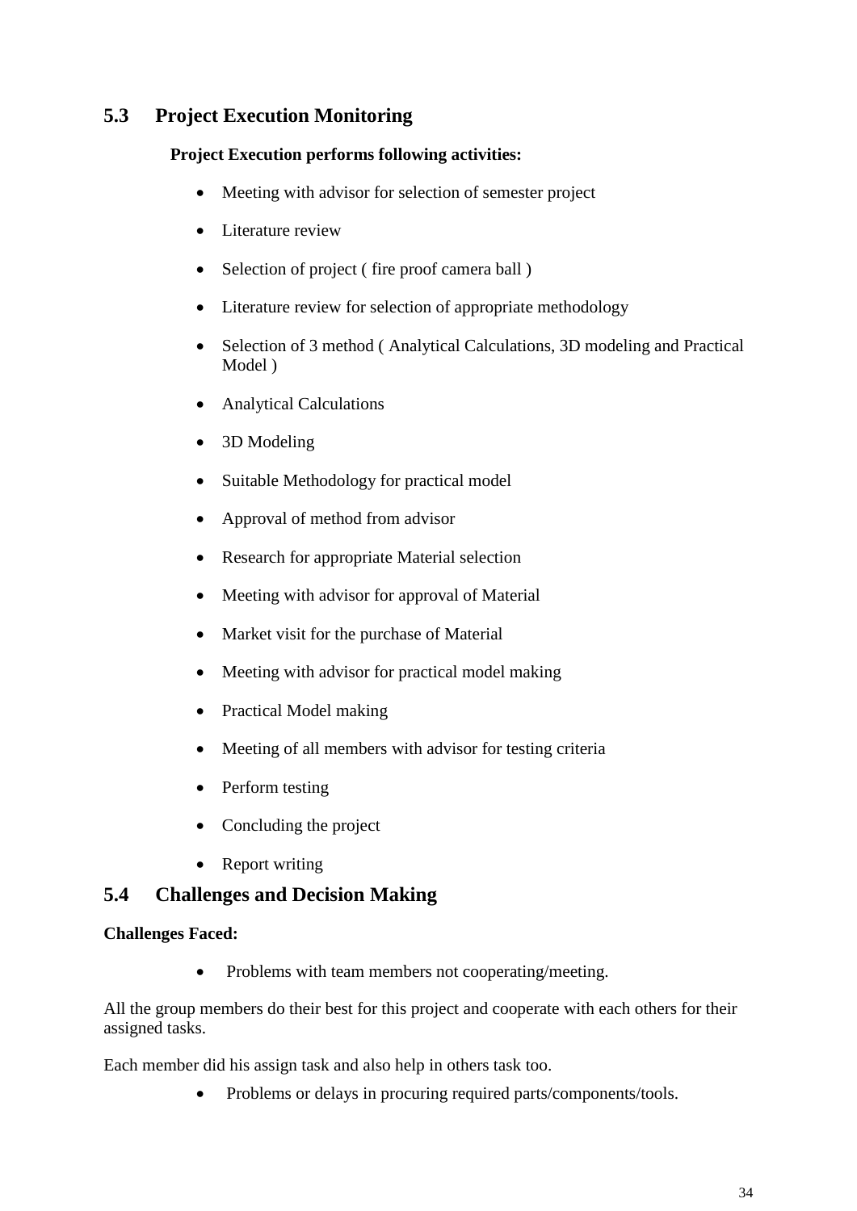## 5.3 Project Execution Monitoring

**Project Execution performs following activities:**

- Meeting with advisor for selection of semester project
- Literature review
- Selection of project ( fire proof camera ball )
- Literature review for selection of appropriate methodology
- Selection of 3 method ( Analytical Calculations, 3D modeling and Practical Model )
- Analytical Calculations
- 3D Modeling
- Suitable Methodology for practical model
- Approval of method from advisor
- Research for appropriate Material selection
- Meeting with advisor for approval of Material
- Market visit for the purchase of Material
- Meeting with advisor for practical model making
- Practical Model making
- Meeting of all members with advisor for testing criteria
- Perform testing
- Concluding the project
- Report writing

## 5.4 Challenges and Decision Making

**Challenges Faced:**

- Problems with team members not cooperating/meeting.

All the group members do their best for this project and cooperate with each others for their assigned tasks.

Each member did his assign task and also help in others task too.

- Problems or delays in procuring required parts/components/tools.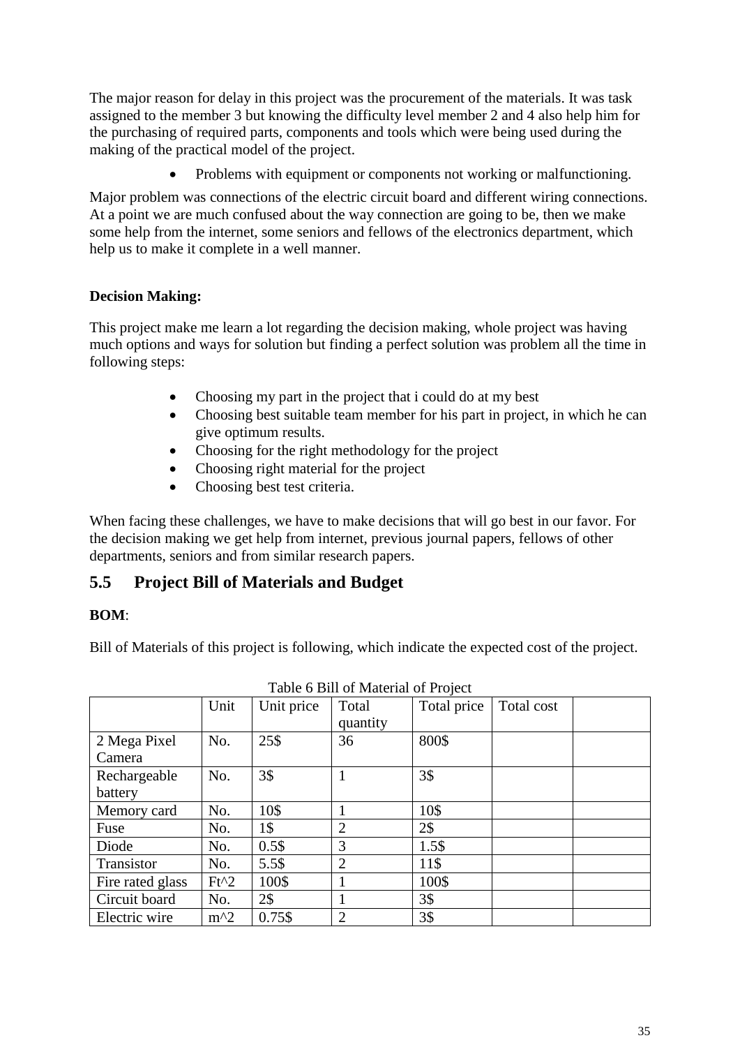The major reason for delay in this project was the procurement of the materials. It was task assigned to the member 3 but knowing the difficulty level member 2 and 4 also help him for the purchasing of required parts, components and tools which were being used during the making of the practical model of the project.

- Problems with equipment or components not working or malfunctioning.

Major problem was connections of the electric circuit board and different wiring connections. At a point we are much confused about the way connection are going to be, then we make some help from the internet, some seniors and fellows of the electronics department, which help us to make it complete in a well manner.

**Decision Making:**

This project make me learn a lot regarding the decision making, whole project was having much options and ways for solution but finding a perfect solution was problem all the time in following steps:

- Choosing my part in the project that i could do at my best
- Choosing best suitable team member for his part in project, in which he can give optimum results.
- Choosing for the right methodology for the project
- Choosing right material for the project
- Choosing best test criteria.

When facing these challenges, we have to make decisions that will go best in our favor. For the decision making we get help from internet, previous journal papers, fellows of other departments, seniors and from similar research papers.

## 5.5 Project Bill of Materials and Budget

**BOM**:

Bill of Materials of this project is following, which indicate the expected cost of the project.

Table 6 Bill of Material of Project

| | Unit | Unit price | Total quantity | Total price | Total cost | |
|---|---|---|---|---|---|---|
| 2 Mega Pixel Camera | No. | 25$ | 36 | 800$ | | |
| Rechargeable battery | No. | 3$ | 1 | 3$ | | |
| Memory card | No. | 10$ | 1 | 10$ | | |
| Fuse | No. | 1$ | 2 | 2$ | | |
| Diode | No. | 0.5$ | 3 | 1.5$ | | |
| Transistor | No. | 5.5$ | 2 | 11$ | | |
| Fire rated glass | Ft^2 | 100$ | 1 | 100$ | | |
| Circuit board | No. | 2$ | 1 | 3$ | | |
| Electric wire | m^2 | 0.75$ | 2 | 3$ | | |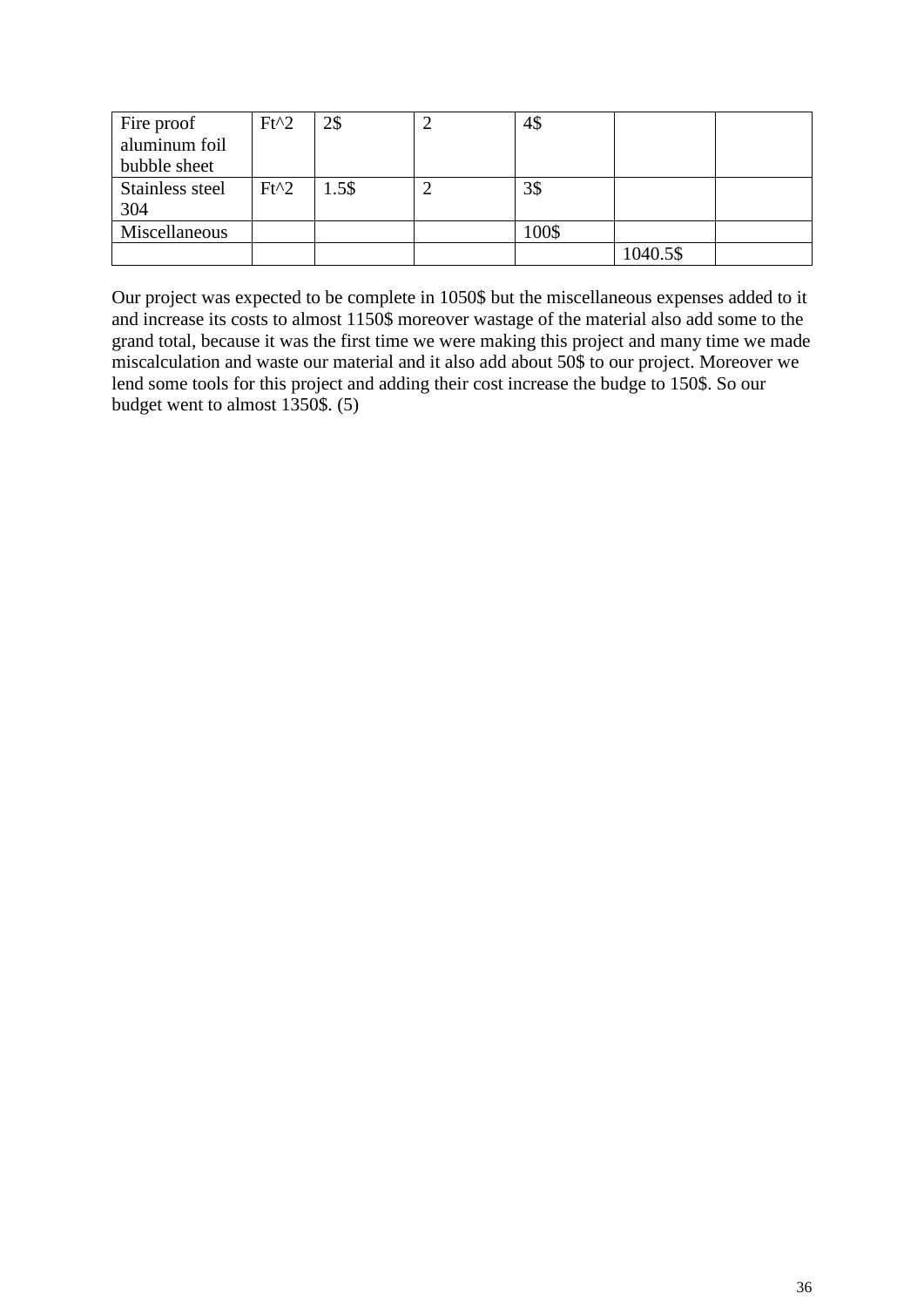| | | | | | | |
|---|---|---|---|---|---|---|
| Fire proof aluminum foil bubble sheet | Ft^2 | 2$ | 2 | 4$ | | |
| Stainless steel 304 | Ft^2 | 1.5$ | 2 | 3$ | | |
| Miscellaneous | | | | 100$ | | |
| | | | | | 1040.5$ | |

Our project was expected to be complete in 1050$ but the miscellaneous expenses added to it and increase its costs to almost 1150$ moreover wastage of the material also add some to the grand total, because it was the first time we were making this project and many time we made miscalculation and waste our material and it also add about 50$ to our project. Moreover we lend some tools for this project and adding their cost increase the budge to 150$. So our budget went to almost 1350$. (5)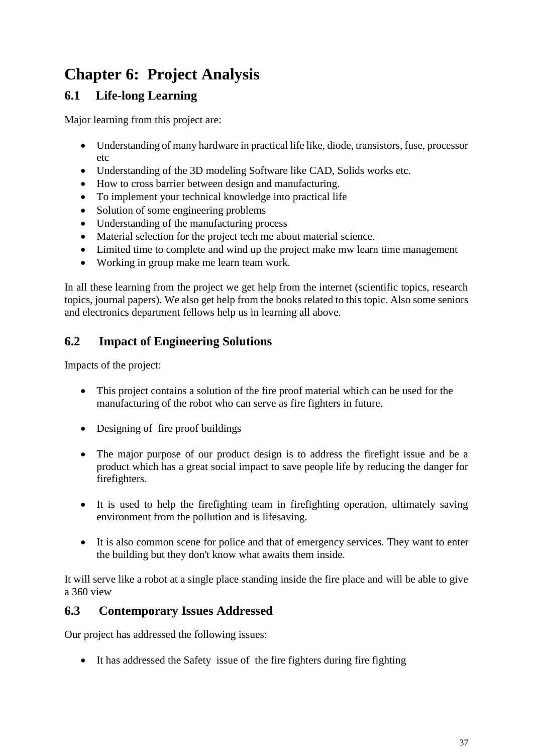# Chapter 6: Project Analysis

## 6.1 Life-long Learning

Major learning from this project are:

- Understanding of many hardware in practical life like, diode, transistors, fuse, processor etc
- Understanding of the 3D modeling Software like CAD, Solids works etc.
- How to cross barrier between design and manufacturing.
- To implement your technical knowledge into practical life
- Solution of some engineering problems
- Understanding of the manufacturing process
- Material selection for the project tech me about material science.
- Limited time to complete and wind up the project make mw learn time management
- Working in group make me learn team work.

In all these learning from the project we get help from the internet (scientific topics, research topics, journal papers). We also get help from the books related to this topic. Also some seniors and electronics department fellows help us in learning all above.

## 6.2 Impact of Engineering Solutions

Impacts of the project:

- This project contains a solution of the fire proof material which can be used for the manufacturing of the robot who can serve as fire fighters in future.

- Designing of fire proof buildings

- The major purpose of our product design is to address the firefight issue and be a product which has a great social impact to save people life by reducing the danger for firefighters.

- It is used to help the firefighting team in firefighting operation, ultimately saving environment from the pollution and is lifesaving.

- It is also common scene for police and that of emergency services. They want to enter the building but they don't know what awaits them inside.

It will serve like a robot at a single place standing inside the fire place and will be able to give a 360 view

## 6.3 Contemporary Issues Addressed

Our project has addressed the following issues:

- It has addressed the Safety issue of the fire fighters during fire fighting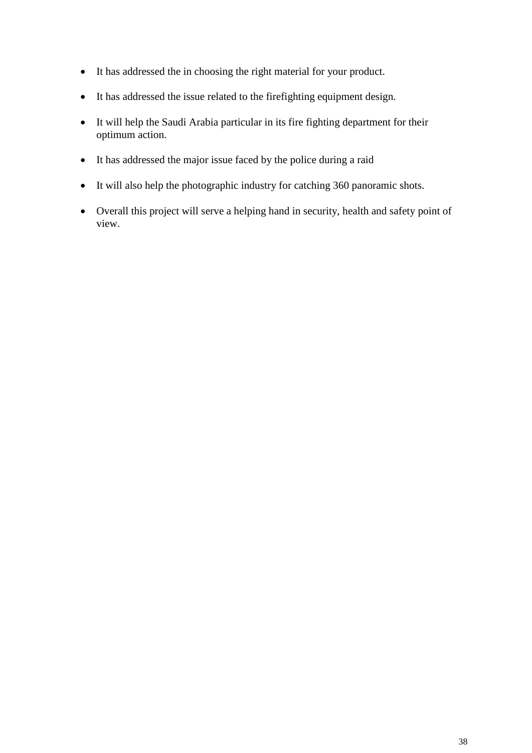- It has addressed the in choosing the right material for your product.
- It has addressed the issue related to the firefighting equipment design.
- It will help the Saudi Arabia particular in its fire fighting department for their optimum action.
- It has addressed the major issue faced by the police during a raid
- It will also help the photographic industry for catching 360 panoramic shots.
- Overall this project will serve a helping hand in security, health and safety point of view.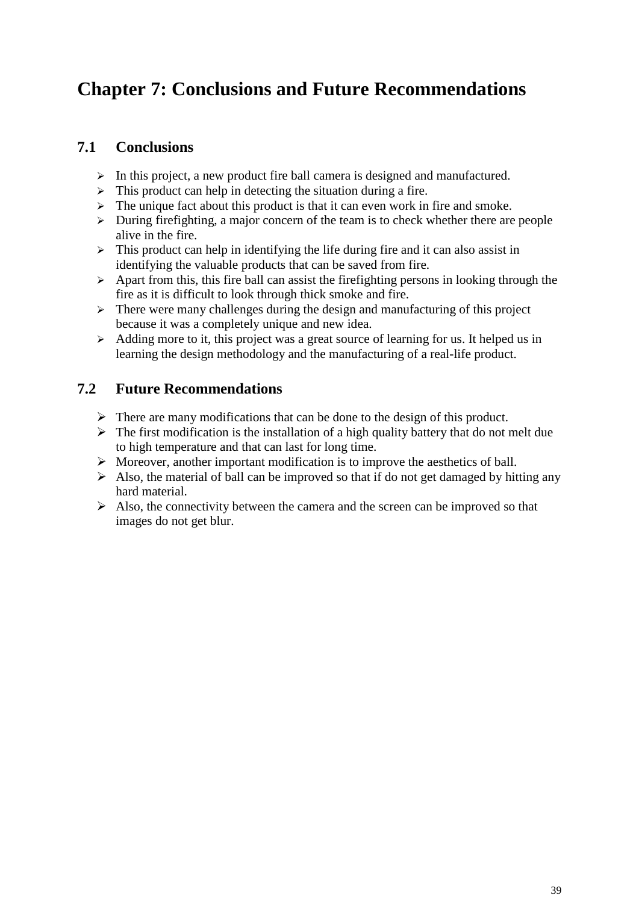# Chapter 7: Conclusions and Future Recommendations

## 7.1 Conclusions

- In this project, a new product fire ball camera is designed and manufactured.
- This product can help in detecting the situation during a fire.
- The unique fact about this product is that it can even work in fire and smoke.
- During firefighting, a major concern of the team is to check whether there are people alive in the fire.
- This product can help in identifying the life during fire and it can also assist in identifying the valuable products that can be saved from fire.
- Apart from this, this fire ball can assist the firefighting persons in looking through the fire as it is difficult to look through thick smoke and fire.
- There were many challenges during the design and manufacturing of this project because it was a completely unique and new idea.
- Adding more to it, this project was a great source of learning for us. It helped us in learning the design methodology and the manufacturing of a real-life product.

## 7.2 Future Recommendations

- There are many modifications that can be done to the design of this product.
- The first modification is the installation of a high quality battery that do not melt due to high temperature and that can last for long time.
- Moreover, another important modification is to improve the aesthetics of ball.
- Also, the material of ball can be improved so that if do not get damaged by hitting any hard material.
- Also, the connectivity between the camera and the screen can be improved so that images do not get blur.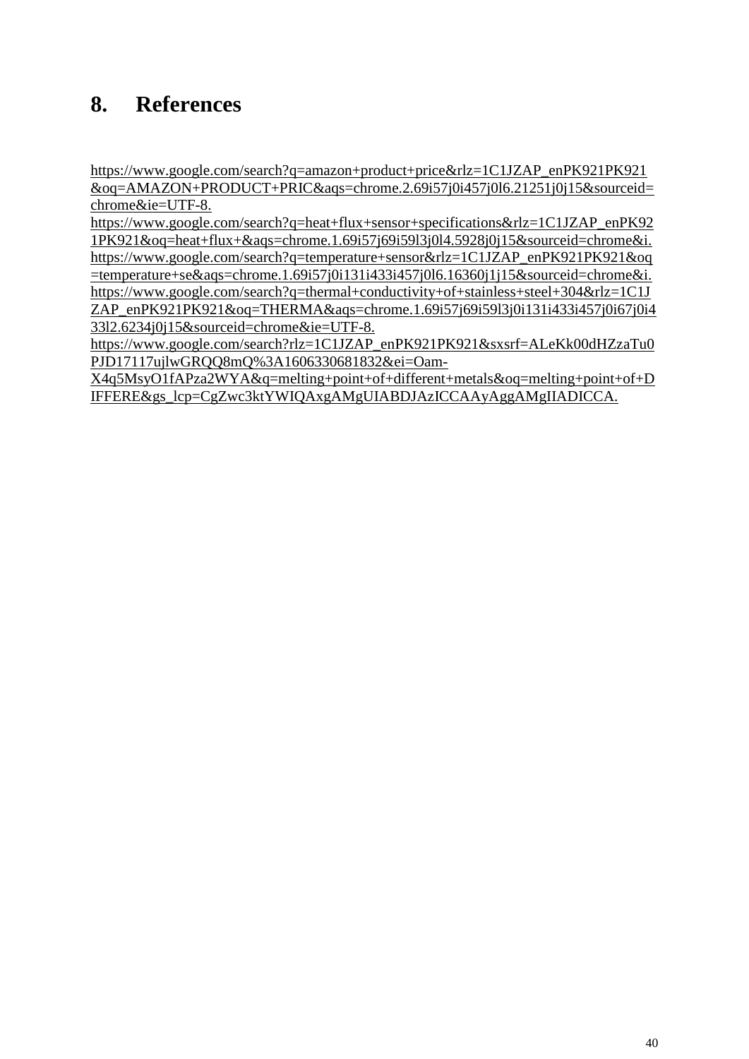# 8. References

https://www.google.com/search?q=amazon+product+price&rlz=1C1JZAP_enPK921PK921&oq=AMAZON+PRODUCT+PRIC&aqs=chrome.2.69i57j0i457j0l6.21251j0j15&sourceid=chrome&ie=UTF-8.

https://www.google.com/search?q=heat+flux+sensor+specifications&rlz=1C1JZAP_enPK921PK921&oq=heat+flux+&aqs=chrome.1.69i57j69i59l3j0l4.5928j0j15&sourceid=chrome&i.

https://www.google.com/search?q=temperature+sensor&rlz=1C1JZAP_enPK921PK921&oq=temperature+se&aqs=chrome.1.69i57j0i131i433i457j0l6.16360j1j15&sourceid=chrome&i.

https://www.google.com/search?q=thermal+conductivity+of+stainless+steel+304&rlz=1C1JZAP_enPK921PK921&oq=THERMA&aqs=chrome.1.69i57j69i59l3j0i131i433i457j0i67j0i433l2.6234j0j15&sourceid=chrome&ie=UTF-8.

https://www.google.com/search?rlz=1C1JZAP_enPK921PK921&sxsrf=ALeKk00dHZzaTu0PJD17117ujlwGRQQ8mQ%3A1606330681832&ei=Oam-X4q5MsyO1fAPza2WYA&q=melting+point+of+different+metals&oq=melting+point+of+DIFFERE&gs_lcp=CgZwc3ktYWIQAxgAMgUIABDJAzICCAAyAggAMgIIADICCA.